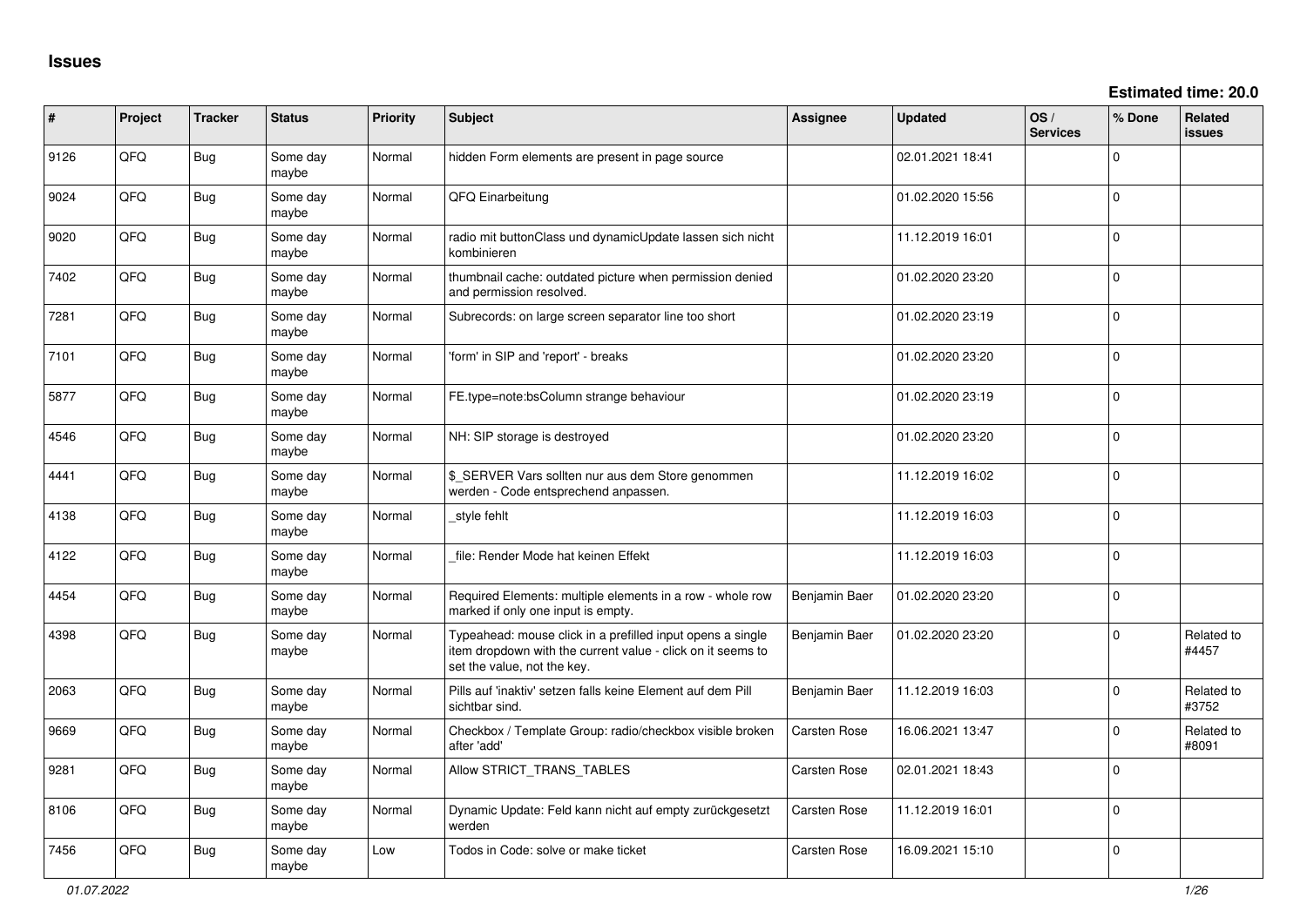# Issues

**Estimated time: 20.0**

| # | Project | Tracker | Status | Priority | Subject | Assignee | Updated | OS / Services | % Done | Related issues |
|---|---|---|---|---|---|---|---|---|---|---|
| 9126 | QFQ | Bug | Some day maybe | Normal | hidden Form elements are present in page source | | 02.01.2021 18:41 | | 0 | |
| 9024 | QFQ | Bug | Some day maybe | Normal | QFQ Einarbeitung | | 01.02.2020 15:56 | | 0 | |
| 9020 | QFQ | Bug | Some day maybe | Normal | radio mit buttonClass und dynamicUpdate lassen sich nicht kombinieren | | 11.12.2019 16:01 | | 0 | |
| 7402 | QFQ | Bug | Some day maybe | Normal | thumbnail cache: outdated picture when permission denied and permission resolved. | | 01.02.2020 23:20 | | 0 | |
| 7281 | QFQ | Bug | Some day maybe | Normal | Subrecords: on large screen separator line too short | | 01.02.2020 23:19 | | 0 | |
| 7101 | QFQ | Bug | Some day maybe | Normal | 'form' in SIP and 'report' - breaks | | 01.02.2020 23:20 | | 0 | |
| 5877 | QFQ | Bug | Some day maybe | Normal | FE.type=note:bsColumn strange behaviour | | 01.02.2020 23:19 | | 0 | |
| 4546 | QFQ | Bug | Some day maybe | Normal | NH: SIP storage is destroyed | | 01.02.2020 23:20 | | 0 | |
| 4441 | QFQ | Bug | Some day maybe | Normal | $_SERVER Vars sollten nur aus dem Store genommen werden - Code entsprechend anpassen. | | 11.12.2019 16:02 | | 0 | |
| 4138 | QFQ | Bug | Some day maybe | Normal | _style fehlt | | 11.12.2019 16:03 | | 0 | |
| 4122 | QFQ | Bug | Some day maybe | Normal | _file: Render Mode hat keinen Effekt | | 11.12.2019 16:03 | | 0 | |
| 4454 | QFQ | Bug | Some day maybe | Normal | Required Elements: multiple elements in a row - whole row marked if only one input is empty. | Benjamin Baer | 01.02.2020 23:20 | | 0 | |
| 4398 | QFQ | Bug | Some day maybe | Normal | Typeahead: mouse click in a prefilled input opens a single item dropdown with the current value - click on it seems to set the value, not the key. | Benjamin Baer | 01.02.2020 23:20 | | 0 | Related to #4457 |
| 2063 | QFQ | Bug | Some day maybe | Normal | Pills auf 'inaktiv' setzen falls keine Element auf dem Pill sichtbar sind. | Benjamin Baer | 11.12.2019 16:03 | | 0 | Related to #3752 |
| 9669 | QFQ | Bug | Some day maybe | Normal | Checkbox / Template Group: radio/checkbox visible broken after 'add' | Carsten Rose | 16.06.2021 13:47 | | 0 | Related to #8091 |
| 9281 | QFQ | Bug | Some day maybe | Normal | Allow STRICT_TRANS_TABLES | Carsten Rose | 02.01.2021 18:43 | | 0 | |
| 8106 | QFQ | Bug | Some day maybe | Normal | Dynamic Update: Feld kann nicht auf empty zurückgesetzt werden | Carsten Rose | 11.12.2019 16:01 | | 0 | |
| 7456 | QFQ | Bug | Some day maybe | Low | Todos in Code: solve or make ticket | Carsten Rose | 16.09.2021 15:10 | | 0 | |

*01.07.2022*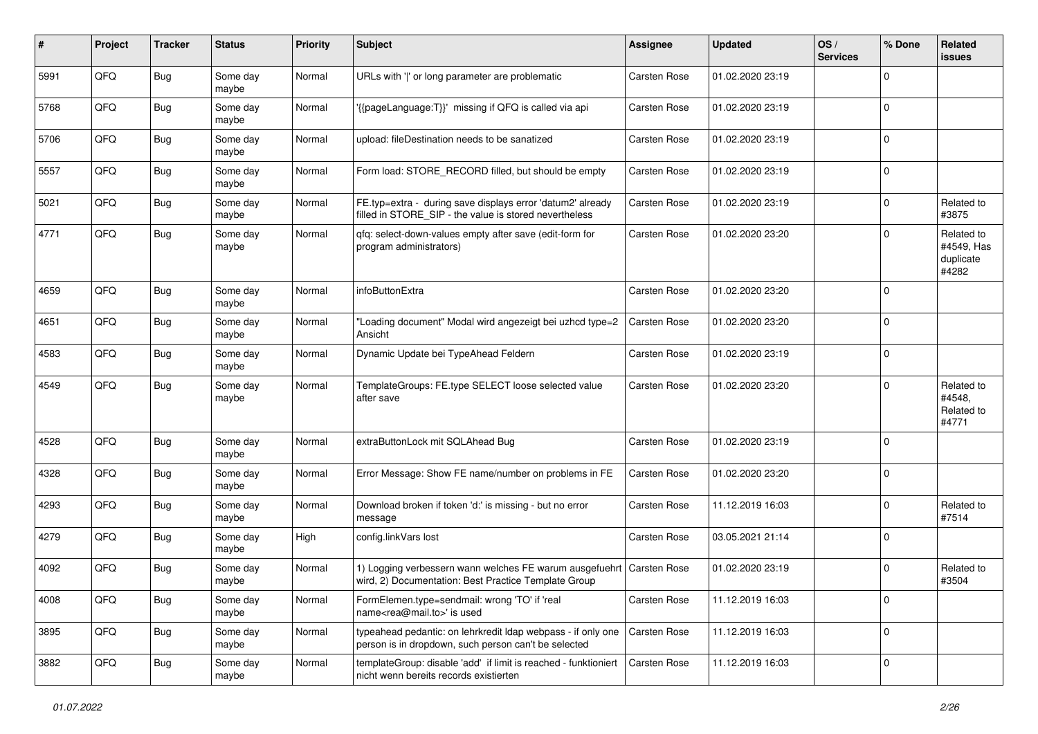| # | Project | Tracker | Status | Priority | Subject | Assignee | Updated | OS / Services | % Done | Related issues |
|---|---|---|---|---|---|---|---|---|---|---|
| 5991 | QFQ | Bug | Some day maybe | Normal | URLs with '\|' or long parameter are problematic | Carsten Rose | 01.02.2020 23:19 | | 0 | |
| 5768 | QFQ | Bug | Some day maybe | Normal | '{{pageLanguage:T}}' missing if QFQ is called via api | Carsten Rose | 01.02.2020 23:19 | | 0 | |
| 5706 | QFQ | Bug | Some day maybe | Normal | upload: fileDestination needs to be sanatized | Carsten Rose | 01.02.2020 23:19 | | 0 | |
| 5557 | QFQ | Bug | Some day maybe | Normal | Form load: STORE_RECORD filled, but should be empty | Carsten Rose | 01.02.2020 23:19 | | 0 | |
| 5021 | QFQ | Bug | Some day maybe | Normal | FE.typ=extra - during save displays error 'datum2' already filled in STORE_SIP - the value is stored nevertheless | Carsten Rose | 01.02.2020 23:19 | | 0 | Related to #3875 |
| 4771 | QFQ | Bug | Some day maybe | Normal | qfq: select-down-values empty after save (edit-form for program administrators) | Carsten Rose | 01.02.2020 23:20 | | 0 | Related to #4549, Has duplicate #4282 |
| 4659 | QFQ | Bug | Some day maybe | Normal | infoButtonExtra | Carsten Rose | 01.02.2020 23:20 | | 0 | |
| 4651 | QFQ | Bug | Some day maybe | Normal | "Loading document" Modal wird angezeigt bei uzhcd type=2 Ansicht | Carsten Rose | 01.02.2020 23:20 | | 0 | |
| 4583 | QFQ | Bug | Some day maybe | Normal | Dynamic Update bei TypeAhead Feldern | Carsten Rose | 01.02.2020 23:19 | | 0 | |
| 4549 | QFQ | Bug | Some day maybe | Normal | TemplateGroups: FE.type SELECT loose selected value after save | Carsten Rose | 01.02.2020 23:20 | | 0 | Related to #4548, Related to #4771 |
| 4528 | QFQ | Bug | Some day maybe | Normal | extraButtonLock mit SQLAhead Bug | Carsten Rose | 01.02.2020 23:19 | | 0 | |
| 4328 | QFQ | Bug | Some day maybe | Normal | Error Message: Show FE name/number on problems in FE | Carsten Rose | 01.02.2020 23:20 | | 0 | |
| 4293 | QFQ | Bug | Some day maybe | Normal | Download broken if token 'd:' is missing - but no error message | Carsten Rose | 11.12.2019 16:03 | | 0 | Related to #7514 |
| 4279 | QFQ | Bug | Some day maybe | High | config.linkVars lost | Carsten Rose | 03.05.2021 21:14 | | 0 | |
| 4092 | QFQ | Bug | Some day maybe | Normal | 1) Logging verbessern wann welches FE warum ausgefuehrt wird, 2) Documentation: Best Practice Template Group | Carsten Rose | 01.02.2020 23:19 | | 0 | Related to #3504 |
| 4008 | QFQ | Bug | Some day maybe | Normal | FormElemen.type=sendmail: wrong 'TO' if 'real name<rea@mail.to>' is used | Carsten Rose | 11.12.2019 16:03 | | 0 | |
| 3895 | QFQ | Bug | Some day maybe | Normal | typeahead pedantic: on lehrkredit ldap webpass - if only one person is in dropdown, such person can't be selected | Carsten Rose | 11.12.2019 16:03 | | 0 | |
| 3882 | QFQ | Bug | Some day maybe | Normal | templateGroup: disable 'add' if limit is reached - funktioniert nicht wenn bereits records existierten | Carsten Rose | 11.12.2019 16:03 | | 0 | |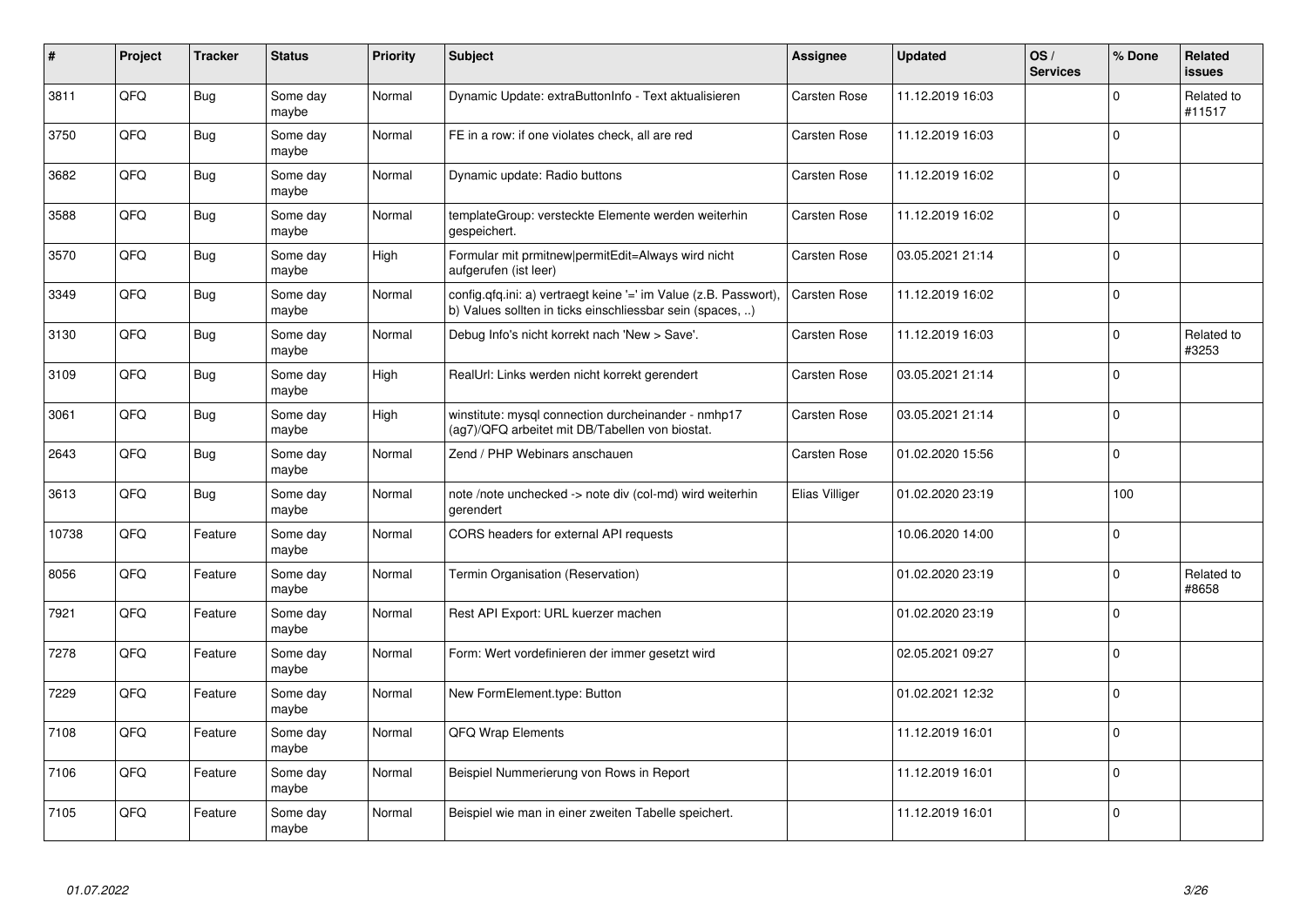| # | Project | Tracker | Status | Priority | Subject | Assignee | Updated | OS / Services | % Done | Related issues |
|---|---|---|---|---|---|---|---|---|---|---|
| 3811 | QFQ | Bug | Some day maybe | Normal | Dynamic Update: extraButtonInfo - Text aktualisieren | Carsten Rose | 11.12.2019 16:03 | | 0 | Related to #11517 |
| 3750 | QFQ | Bug | Some day maybe | Normal | FE in a row: if one violates check, all are red | Carsten Rose | 11.12.2019 16:03 | | 0 | |
| 3682 | QFQ | Bug | Some day maybe | Normal | Dynamic update: Radio buttons | Carsten Rose | 11.12.2019 16:02 | | 0 | |
| 3588 | QFQ | Bug | Some day maybe | Normal | templateGroup: versteckte Elemente werden weiterhin gespeichert. | Carsten Rose | 11.12.2019 16:02 | | 0 | |
| 3570 | QFQ | Bug | Some day maybe | High | Formular mit prmitnew\|permitEdit=Always wird nicht aufgerufen (ist leer) | Carsten Rose | 03.05.2021 21:14 | | 0 | |
| 3349 | QFQ | Bug | Some day maybe | Normal | config.qfq.ini: a) vertraegt keine '=' im Value (z.B. Passwort), b) Values sollten in ticks einschliessbar sein (spaces, ..) | Carsten Rose | 11.12.2019 16:02 | | 0 | |
| 3130 | QFQ | Bug | Some day maybe | Normal | Debug Info's nicht korrekt nach 'New > Save'. | Carsten Rose | 11.12.2019 16:03 | | 0 | Related to #3253 |
| 3109 | QFQ | Bug | Some day maybe | High | RealUrl: Links werden nicht korrekt gerendert | Carsten Rose | 03.05.2021 21:14 | | 0 | |
| 3061 | QFQ | Bug | Some day maybe | High | winstitute: mysql connection durcheinander - nmhp17 (ag7)/QFQ arbeitet mit DB/Tabellen von biostat. | Carsten Rose | 03.05.2021 21:14 | | 0 | |
| 2643 | QFQ | Bug | Some day maybe | Normal | Zend / PHP Webinars anschauen | Carsten Rose | 01.02.2020 15:56 | | 0 | |
| 3613 | QFQ | Bug | Some day maybe | Normal | note /note unchecked -> note div (col-md) wird weiterhin gerendert | Elias Villiger | 01.02.2020 23:19 | | 100 | |
| 10738 | QFQ | Feature | Some day maybe | Normal | CORS headers for external API requests | | 10.06.2020 14:00 | | 0 | |
| 8056 | QFQ | Feature | Some day maybe | Normal | Termin Organisation (Reservation) | | 01.02.2020 23:19 | | 0 | Related to #8658 |
| 7921 | QFQ | Feature | Some day maybe | Normal | Rest API Export: URL kuerzer machen | | 01.02.2020 23:19 | | 0 | |
| 7278 | QFQ | Feature | Some day maybe | Normal | Form: Wert vordefinieren der immer gesetzt wird | | 02.05.2021 09:27 | | 0 | |
| 7229 | QFQ | Feature | Some day maybe | Normal | New FormElement.type: Button | | 01.02.2021 12:32 | | 0 | |
| 7108 | QFQ | Feature | Some day maybe | Normal | QFQ Wrap Elements | | 11.12.2019 16:01 | | 0 | |
| 7106 | QFQ | Feature | Some day maybe | Normal | Beispiel Nummerierung von Rows in Report | | 11.12.2019 16:01 | | 0 | |
| 7105 | QFQ | Feature | Some day maybe | Normal | Beispiel wie man in einer zweiten Tabelle speichert. | | 11.12.2019 16:01 | | 0 | |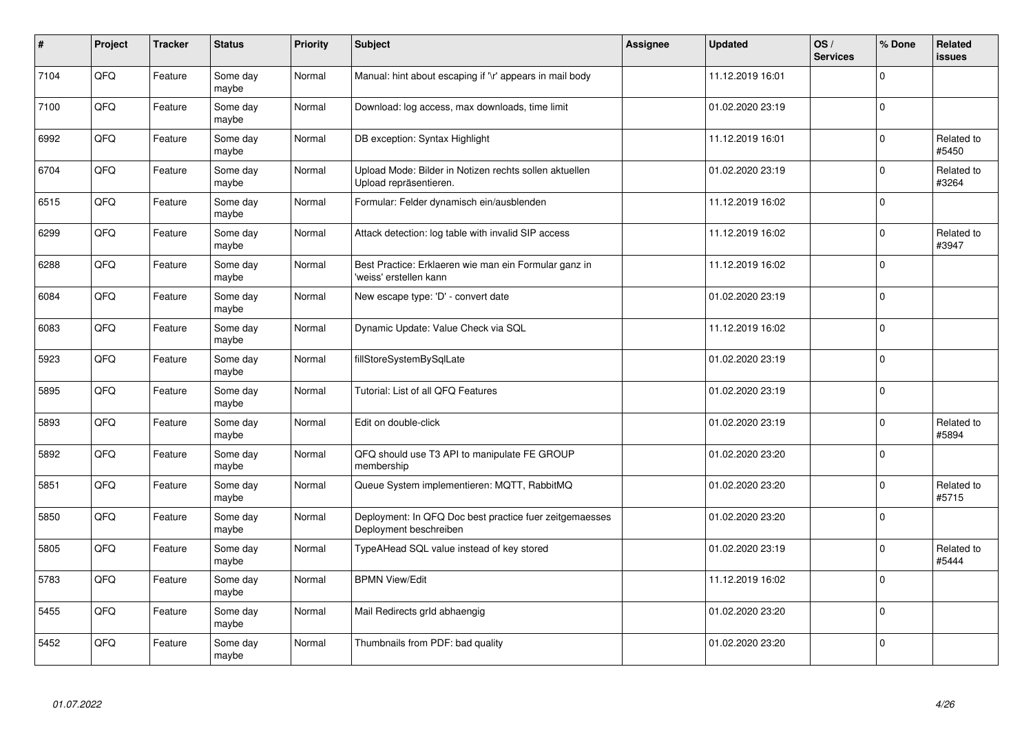| # | Project | Tracker | Status | Priority | Subject | Assignee | Updated | OS / Services | % Done | Related issues |
|---|---|---|---|---|---|---|---|---|---|---|
| 7104 | QFQ | Feature | Some day maybe | Normal | Manual: hint about escaping if '\r' appears in mail body | | 11.12.2019 16:01 | | 0 | |
| 7100 | QFQ | Feature | Some day maybe | Normal | Download: log access, max downloads, time limit | | 01.02.2020 23:19 | | 0 | |
| 6992 | QFQ | Feature | Some day maybe | Normal | DB exception: Syntax Highlight | | 11.12.2019 16:01 | | 0 | Related to #5450 |
| 6704 | QFQ | Feature | Some day maybe | Normal | Upload Mode: Bilder in Notizen rechts sollen aktuellen Upload repräsentieren. | | 01.02.2020 23:19 | | 0 | Related to #3264 |
| 6515 | QFQ | Feature | Some day maybe | Normal | Formular: Felder dynamisch ein/ausblenden | | 11.12.2019 16:02 | | 0 | |
| 6299 | QFQ | Feature | Some day maybe | Normal | Attack detection: log table with invalid SIP access | | 11.12.2019 16:02 | | 0 | Related to #3947 |
| 6288 | QFQ | Feature | Some day maybe | Normal | Best Practice: Erklaeren wie man ein Formular ganz in 'weiss' erstellen kann | | 11.12.2019 16:02 | | 0 | |
| 6084 | QFQ | Feature | Some day maybe | Normal | New escape type: 'D' - convert date | | 01.02.2020 23:19 | | 0 | |
| 6083 | QFQ | Feature | Some day maybe | Normal | Dynamic Update: Value Check via SQL | | 11.12.2019 16:02 | | 0 | |
| 5923 | QFQ | Feature | Some day maybe | Normal | fillStoreSystemBySqlLate | | 01.02.2020 23:19 | | 0 | |
| 5895 | QFQ | Feature | Some day maybe | Normal | Tutorial: List of all QFQ Features | | 01.02.2020 23:19 | | 0 | |
| 5893 | QFQ | Feature | Some day maybe | Normal | Edit on double-click | | 01.02.2020 23:19 | | 0 | Related to #5894 |
| 5892 | QFQ | Feature | Some day maybe | Normal | QFQ should use T3 API to manipulate FE GROUP membership | | 01.02.2020 23:20 | | 0 | |
| 5851 | QFQ | Feature | Some day maybe | Normal | Queue System implementieren: MQTT, RabbitMQ | | 01.02.2020 23:20 | | 0 | Related to #5715 |
| 5850 | QFQ | Feature | Some day maybe | Normal | Deployment: In QFQ Doc best practice fuer zeitgemaesses Deployment beschreiben | | 01.02.2020 23:20 | | 0 | |
| 5805 | QFQ | Feature | Some day maybe | Normal | TypeAHead SQL value instead of key stored | | 01.02.2020 23:19 | | 0 | Related to #5444 |
| 5783 | QFQ | Feature | Some day maybe | Normal | BPMN View/Edit | | 11.12.2019 16:02 | | 0 | |
| 5455 | QFQ | Feature | Some day maybe | Normal | Mail Redirects grId abhaengig | | 01.02.2020 23:20 | | 0 | |
| 5452 | QFQ | Feature | Some day maybe | Normal | Thumbnails from PDF: bad quality | | 01.02.2020 23:20 | | 0 | |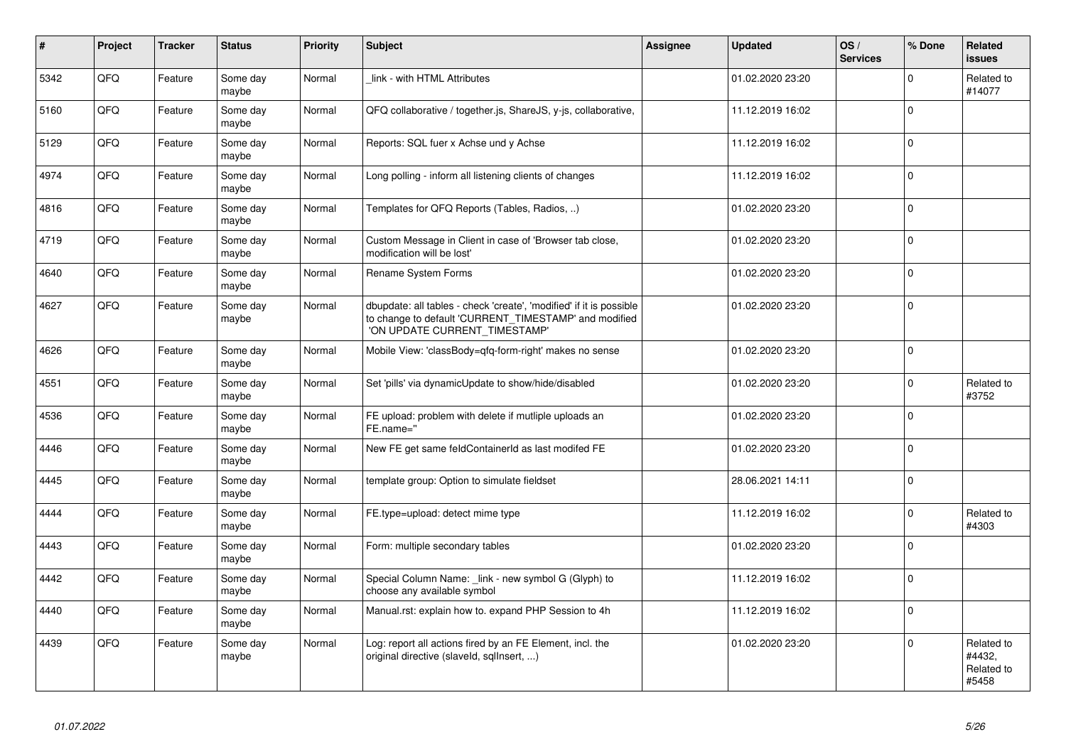| # | Project | Tracker | Status | Priority | Subject | Assignee | Updated | OS / Services | % Done | Related issues |
|---|---|---|---|---|---|---|---|---|---|---|
| 5342 | QFQ | Feature | Some day maybe | Normal | _link - with HTML Attributes | | 01.02.2020 23:20 | | 0 | Related to #14077 |
| 5160 | QFQ | Feature | Some day maybe | Normal | QFQ collaborative / together.js, ShareJS, y-js, collaborative, | | 11.12.2019 16:02 | | 0 | |
| 5129 | QFQ | Feature | Some day maybe | Normal | Reports: SQL fuer x Achse und y Achse | | 11.12.2019 16:02 | | 0 | |
| 4974 | QFQ | Feature | Some day maybe | Normal | Long polling - inform all listening clients of changes | | 11.12.2019 16:02 | | 0 | |
| 4816 | QFQ | Feature | Some day maybe | Normal | Templates for QFQ Reports (Tables, Radios, ..) | | 01.02.2020 23:20 | | 0 | |
| 4719 | QFQ | Feature | Some day maybe | Normal | Custom Message in Client in case of 'Browser tab close, modification will be lost' | | 01.02.2020 23:20 | | 0 | |
| 4640 | QFQ | Feature | Some day maybe | Normal | Rename System Forms | | 01.02.2020 23:20 | | 0 | |
| 4627 | QFQ | Feature | Some day maybe | Normal | dbupdate: all tables - check 'create', 'modified' if it is possible to change to default 'CURRENT_TIMESTAMP' and modified 'ON UPDATE CURRENT_TIMESTAMP' | | 01.02.2020 23:20 | | 0 | |
| 4626 | QFQ | Feature | Some day maybe | Normal | Mobile View: 'classBody=qfq-form-right' makes no sense | | 01.02.2020 23:20 | | 0 | |
| 4551 | QFQ | Feature | Some day maybe | Normal | Set 'pills' via dynamicUpdate to show/hide/disabled | | 01.02.2020 23:20 | | 0 | Related to #3752 |
| 4536 | QFQ | Feature | Some day maybe | Normal | FE upload: problem with delete if mutliple uploads an FE.name='' | | 01.02.2020 23:20 | | 0 | |
| 4446 | QFQ | Feature | Some day maybe | Normal | New FE get same feldContainerId as last modifed FE | | 01.02.2020 23:20 | | 0 | |
| 4445 | QFQ | Feature | Some day maybe | Normal | template group: Option to simulate fieldset | | 28.06.2021 14:11 | | 0 | |
| 4444 | QFQ | Feature | Some day maybe | Normal | FE.type=upload: detect mime type | | 11.12.2019 16:02 | | 0 | Related to #4303 |
| 4443 | QFQ | Feature | Some day maybe | Normal | Form: multiple secondary tables | | 01.02.2020 23:20 | | 0 | |
| 4442 | QFQ | Feature | Some day maybe | Normal | Special Column Name: _link - new symbol G (Glyph) to choose any available symbol | | 11.12.2019 16:02 | | 0 | |
| 4440 | QFQ | Feature | Some day maybe | Normal | Manual.rst: explain how to. expand PHP Session to 4h | | 11.12.2019 16:02 | | 0 | |
| 4439 | QFQ | Feature | Some day maybe | Normal | Log: report all actions fired by an FE Element, incl. the original directive (slaveId, sqlInsert, ...) | | 01.02.2020 23:20 | | 0 | Related to #4432, Related to #5458 |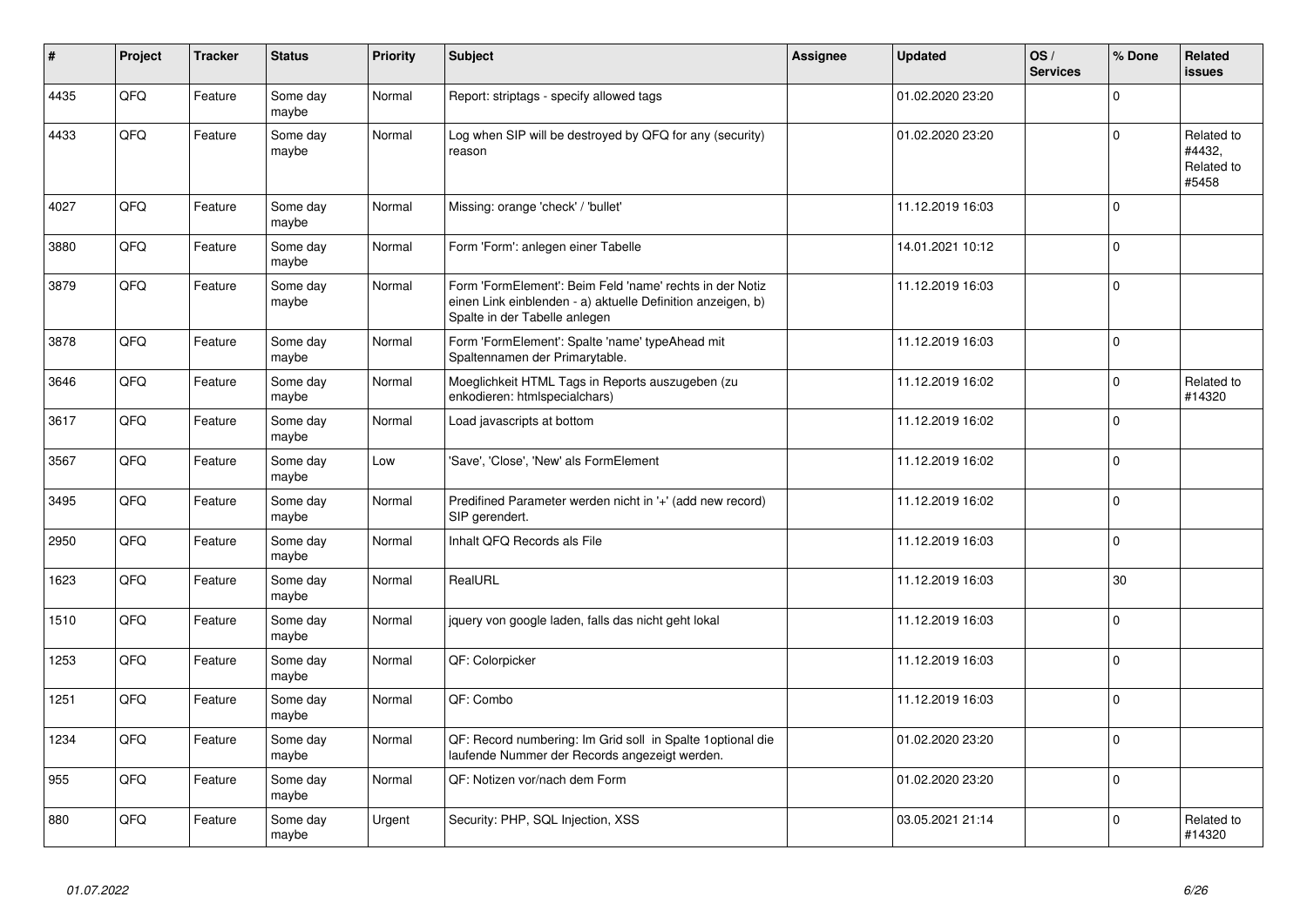| # | Project | Tracker | Status | Priority | Subject | Assignee | Updated | OS / Services | % Done | Related issues |
|---|---|---|---|---|---|---|---|---|---|---|
| 4435 | QFQ | Feature | Some day maybe | Normal | Report: striptags - specify allowed tags | | 01.02.2020 23:20 | | 0 | |
| 4433 | QFQ | Feature | Some day maybe | Normal | Log when SIP will be destroyed by QFQ for any (security) reason | | 01.02.2020 23:20 | | 0 | Related to #4432, Related to #5458 |
| 4027 | QFQ | Feature | Some day maybe | Normal | Missing: orange 'check' / 'bullet' | | 11.12.2019 16:03 | | 0 | |
| 3880 | QFQ | Feature | Some day maybe | Normal | Form 'Form': anlegen einer Tabelle | | 14.01.2021 10:12 | | 0 | |
| 3879 | QFQ | Feature | Some day maybe | Normal | Form 'FormElement': Beim Feld 'name' rechts in der Notiz einen Link einblenden - a) aktuelle Definition anzeigen, b) Spalte in der Tabelle anlegen | | 11.12.2019 16:03 | | 0 | |
| 3878 | QFQ | Feature | Some day maybe | Normal | Form 'FormElement': Spalte 'name' typeAhead mit Spaltennamen der Primarytable. | | 11.12.2019 16:03 | | 0 | |
| 3646 | QFQ | Feature | Some day maybe | Normal | Moeglichkeit HTML Tags in Reports auszugeben (zu enkodieren: htmlspecialchars) | | 11.12.2019 16:02 | | 0 | Related to #14320 |
| 3617 | QFQ | Feature | Some day maybe | Normal | Load javascripts at bottom | | 11.12.2019 16:02 | | 0 | |
| 3567 | QFQ | Feature | Some day maybe | Low | 'Save', 'Close', 'New' als FormElement | | 11.12.2019 16:02 | | 0 | |
| 3495 | QFQ | Feature | Some day maybe | Normal | Predifined Parameter werden nicht in '+' (add new record) SIP gerendert. | | 11.12.2019 16:02 | | 0 | |
| 2950 | QFQ | Feature | Some day maybe | Normal | Inhalt QFQ Records als File | | 11.12.2019 16:03 | | 0 | |
| 1623 | QFQ | Feature | Some day maybe | Normal | RealURL | | 11.12.2019 16:03 | | 30 | |
| 1510 | QFQ | Feature | Some day maybe | Normal | jquery von google laden, falls das nicht geht lokal | | 11.12.2019 16:03 | | 0 | |
| 1253 | QFQ | Feature | Some day maybe | Normal | QF: Colorpicker | | 11.12.2019 16:03 | | 0 | |
| 1251 | QFQ | Feature | Some day maybe | Normal | QF: Combo | | 11.12.2019 16:03 | | 0 | |
| 1234 | QFQ | Feature | Some day maybe | Normal | QF: Record numbering: Im Grid soll in Spalte 1optional die laufende Nummer der Records angezeigt werden. | | 01.02.2020 23:20 | | 0 | |
| 955 | QFQ | Feature | Some day maybe | Normal | QF: Notizen vor/nach dem Form | | 01.02.2020 23:20 | | 0 | |
| 880 | QFQ | Feature | Some day maybe | Urgent | Security: PHP, SQL Injection, XSS | | 03.05.2021 21:14 | | 0 | Related to #14320 |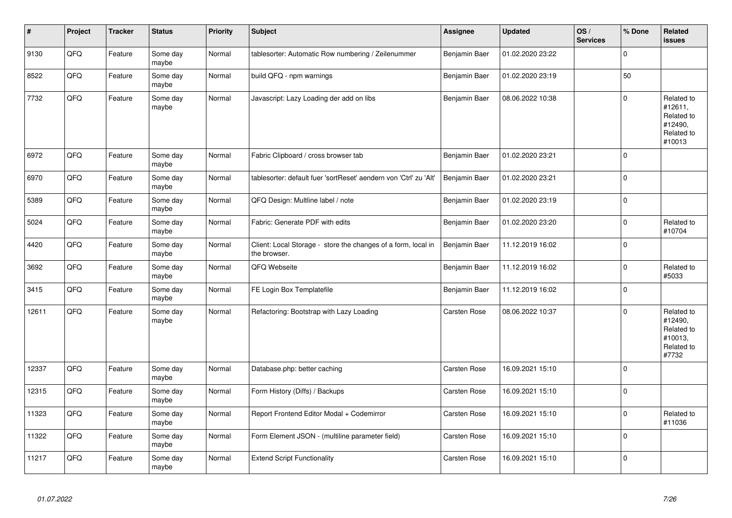| # | Project | Tracker | Status | Priority | Subject | Assignee | Updated | OS / Services | % Done | Related issues |
|---|---|---|---|---|---|---|---|---|---|---|
| 9130 | QFQ | Feature | Some day maybe | Normal | tablesorter: Automatic Row numbering / Zeilenummer | Benjamin Baer | 01.02.2020 23:22 | | 0 | |
| 8522 | QFQ | Feature | Some day maybe | Normal | build QFQ - npm warnings | Benjamin Baer | 01.02.2020 23:19 | | 50 | |
| 7732 | QFQ | Feature | Some day maybe | Normal | Javascript: Lazy Loading der add on libs | Benjamin Baer | 08.06.2022 10:38 | | 0 | Related to #12611, Related to #12490, Related to #10013 |
| 6972 | QFQ | Feature | Some day maybe | Normal | Fabric Clipboard / cross browser tab | Benjamin Baer | 01.02.2020 23:21 | | 0 | |
| 6970 | QFQ | Feature | Some day maybe | Normal | tablesorter: default fuer 'sortReset' aendern von 'Ctrl' zu 'Alt' | Benjamin Baer | 01.02.2020 23:21 | | 0 | |
| 5389 | QFQ | Feature | Some day maybe | Normal | QFQ Design: Multline label / note | Benjamin Baer | 01.02.2020 23:19 | | 0 | |
| 5024 | QFQ | Feature | Some day maybe | Normal | Fabric: Generate PDF with edits | Benjamin Baer | 01.02.2020 23:20 | | 0 | Related to #10704 |
| 4420 | QFQ | Feature | Some day maybe | Normal | Client: Local Storage - store the changes of a form, local in the browser. | Benjamin Baer | 11.12.2019 16:02 | | 0 | |
| 3692 | QFQ | Feature | Some day maybe | Normal | QFQ Webseite | Benjamin Baer | 11.12.2019 16:02 | | 0 | Related to #5033 |
| 3415 | QFQ | Feature | Some day maybe | Normal | FE Login Box Templatefile | Benjamin Baer | 11.12.2019 16:02 | | 0 | |
| 12611 | QFQ | Feature | Some day maybe | Normal | Refactoring: Bootstrap with Lazy Loading | Carsten Rose | 08.06.2022 10:37 | | 0 | Related to #12490, Related to #10013, Related to #7732 |
| 12337 | QFQ | Feature | Some day maybe | Normal | Database.php: better caching | Carsten Rose | 16.09.2021 15:10 | | 0 | |
| 12315 | QFQ | Feature | Some day maybe | Normal | Form History (Diffs) / Backups | Carsten Rose | 16.09.2021 15:10 | | 0 | |
| 11323 | QFQ | Feature | Some day maybe | Normal | Report Frontend Editor Modal + Codemirror | Carsten Rose | 16.09.2021 15:10 | | 0 | Related to #11036 |
| 11322 | QFQ | Feature | Some day maybe | Normal | Form Element JSON - (multiline parameter field) | Carsten Rose | 16.09.2021 15:10 | | 0 | |
| 11217 | QFQ | Feature | Some day maybe | Normal | Extend Script Functionality | Carsten Rose | 16.09.2021 15:10 | | 0 | |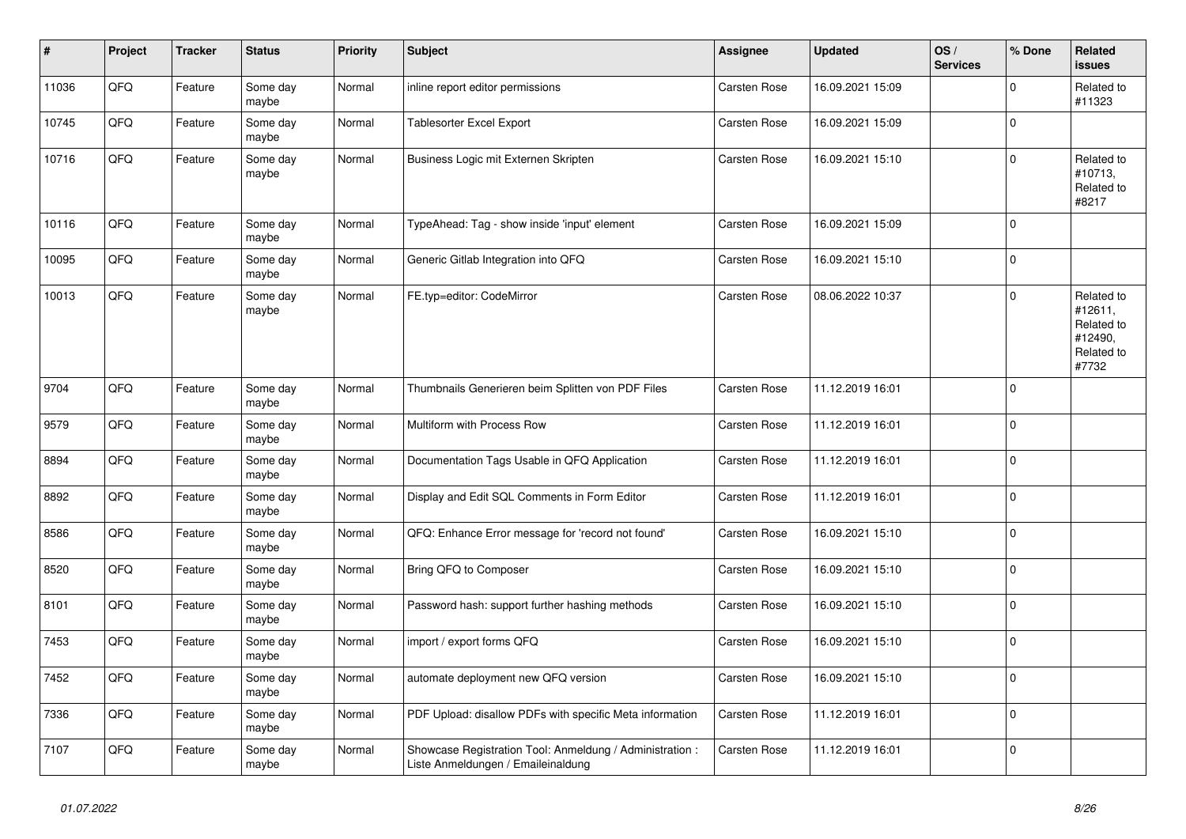| # | Project | Tracker | Status | Priority | Subject | Assignee | Updated | OS / Services | % Done | Related issues |
|---|---|---|---|---|---|---|---|---|---|---|
| 11036 | QFQ | Feature | Some day maybe | Normal | inline report editor permissions | Carsten Rose | 16.09.2021 15:09 | | 0 | Related to #11323 |
| 10745 | QFQ | Feature | Some day maybe | Normal | Tablesorter Excel Export | Carsten Rose | 16.09.2021 15:09 | | 0 | |
| 10716 | QFQ | Feature | Some day maybe | Normal | Business Logic mit Externen Skripten | Carsten Rose | 16.09.2021 15:10 | | 0 | Related to #10713, Related to #8217 |
| 10116 | QFQ | Feature | Some day maybe | Normal | TypeAhead: Tag - show inside 'input' element | Carsten Rose | 16.09.2021 15:09 | | 0 | |
| 10095 | QFQ | Feature | Some day maybe | Normal | Generic Gitlab Integration into QFQ | Carsten Rose | 16.09.2021 15:10 | | 0 | |
| 10013 | QFQ | Feature | Some day maybe | Normal | FE.typ=editor: CodeMirror | Carsten Rose | 08.06.2022 10:37 | | 0 | Related to #12611, Related to #12490, Related to #7732 |
| 9704 | QFQ | Feature | Some day maybe | Normal | Thumbnails Generieren beim Splitten von PDF Files | Carsten Rose | 11.12.2019 16:01 | | 0 | |
| 9579 | QFQ | Feature | Some day maybe | Normal | Multiform with Process Row | Carsten Rose | 11.12.2019 16:01 | | 0 | |
| 8894 | QFQ | Feature | Some day maybe | Normal | Documentation Tags Usable in QFQ Application | Carsten Rose | 11.12.2019 16:01 | | 0 | |
| 8892 | QFQ | Feature | Some day maybe | Normal | Display and Edit SQL Comments in Form Editor | Carsten Rose | 11.12.2019 16:01 | | 0 | |
| 8586 | QFQ | Feature | Some day maybe | Normal | QFQ: Enhance Error message for 'record not found' | Carsten Rose | 16.09.2021 15:10 | | 0 | |
| 8520 | QFQ | Feature | Some day maybe | Normal | Bring QFQ to Composer | Carsten Rose | 16.09.2021 15:10 | | 0 | |
| 8101 | QFQ | Feature | Some day maybe | Normal | Password hash: support further hashing methods | Carsten Rose | 16.09.2021 15:10 | | 0 | |
| 7453 | QFQ | Feature | Some day maybe | Normal | import / export forms QFQ | Carsten Rose | 16.09.2021 15:10 | | 0 | |
| 7452 | QFQ | Feature | Some day maybe | Normal | automate deployment new QFQ version | Carsten Rose | 16.09.2021 15:10 | | 0 | |
| 7336 | QFQ | Feature | Some day maybe | Normal | PDF Upload: disallow PDFs with specific Meta information | Carsten Rose | 11.12.2019 16:01 | | 0 | |
| 7107 | QFQ | Feature | Some day maybe | Normal | Showcase Registration Tool: Anmeldung / Administration : Liste Anmeldungen / Emaileinaldung | Carsten Rose | 11.12.2019 16:01 | | 0 | |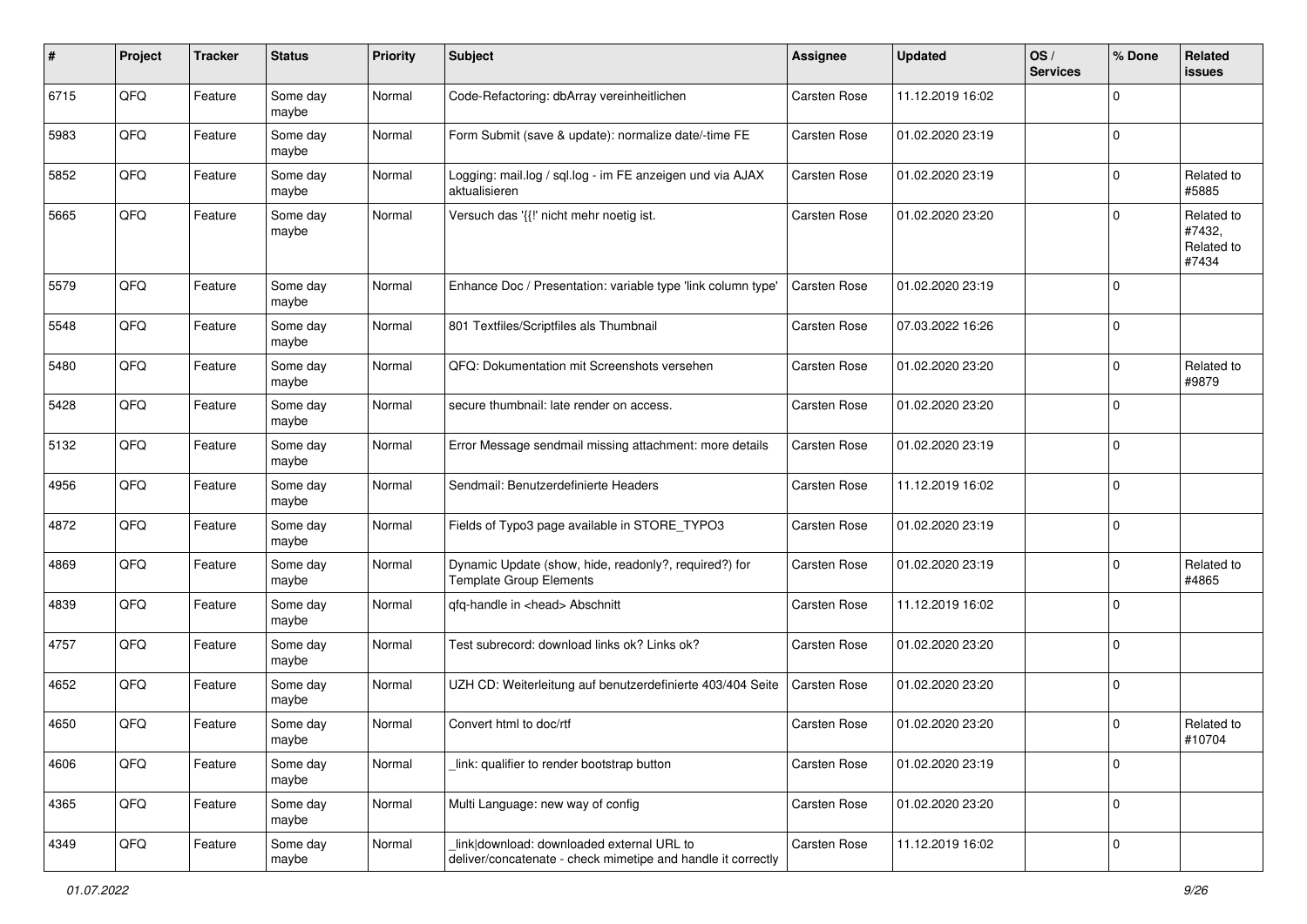| # | Project | Tracker | Status | Priority | Subject | Assignee | Updated | OS / Services | % Done | Related issues |
|---|---|---|---|---|---|---|---|---|---|---|
| 6715 | QFQ | Feature | Some day maybe | Normal | Code-Refactoring: dbArray vereinheitlichen | Carsten Rose | 11.12.2019 16:02 | | 0 | |
| 5983 | QFQ | Feature | Some day maybe | Normal | Form Submit (save & update): normalize date/-time FE | Carsten Rose | 01.02.2020 23:19 | | 0 | |
| 5852 | QFQ | Feature | Some day maybe | Normal | Logging: mail.log / sql.log - im FE anzeigen und via AJAX aktualisieren | Carsten Rose | 01.02.2020 23:19 | | 0 | Related to #5885 |
| 5665 | QFQ | Feature | Some day maybe | Normal | Versuch das '{{!' nicht mehr noetig ist. | Carsten Rose | 01.02.2020 23:20 | | 0 | Related to #7432, Related to #7434 |
| 5579 | QFQ | Feature | Some day maybe | Normal | Enhance Doc / Presentation: variable type 'link column type' | Carsten Rose | 01.02.2020 23:19 | | 0 | |
| 5548 | QFQ | Feature | Some day maybe | Normal | 801 Textfiles/Scriptfiles als Thumbnail | Carsten Rose | 07.03.2022 16:26 | | 0 | |
| 5480 | QFQ | Feature | Some day maybe | Normal | QFQ: Dokumentation mit Screenshots versehen | Carsten Rose | 01.02.2020 23:20 | | 0 | Related to #9879 |
| 5428 | QFQ | Feature | Some day maybe | Normal | secure thumbnail: late render on access. | Carsten Rose | 01.02.2020 23:20 | | 0 | |
| 5132 | QFQ | Feature | Some day maybe | Normal | Error Message sendmail missing attachment: more details | Carsten Rose | 01.02.2020 23:19 | | 0 | |
| 4956 | QFQ | Feature | Some day maybe | Normal | Sendmail: Benutzerdefinierte Headers | Carsten Rose | 11.12.2019 16:02 | | 0 | |
| 4872 | QFQ | Feature | Some day maybe | Normal | Fields of Typo3 page available in STORE_TYPO3 | Carsten Rose | 01.02.2020 23:19 | | 0 | |
| 4869 | QFQ | Feature | Some day maybe | Normal | Dynamic Update (show, hide, readonly?, required?) for Template Group Elements | Carsten Rose | 01.02.2020 23:19 | | 0 | Related to #4865 |
| 4839 | QFQ | Feature | Some day maybe | Normal | qfq-handle in <head> Abschnitt | Carsten Rose | 11.12.2019 16:02 | | 0 | |
| 4757 | QFQ | Feature | Some day maybe | Normal | Test subrecord: download links ok? Links ok? | Carsten Rose | 01.02.2020 23:20 | | 0 | |
| 4652 | QFQ | Feature | Some day maybe | Normal | UZH CD: Weiterleitung auf benutzerdefinierte 403/404 Seite | Carsten Rose | 01.02.2020 23:20 | | 0 | |
| 4650 | QFQ | Feature | Some day maybe | Normal | Convert html to doc/rtf | Carsten Rose | 01.02.2020 23:20 | | 0 | Related to #10704 |
| 4606 | QFQ | Feature | Some day maybe | Normal | _link: qualifier to render bootstrap button | Carsten Rose | 01.02.2020 23:19 | | 0 | |
| 4365 | QFQ | Feature | Some day maybe | Normal | Multi Language: new way of config | Carsten Rose | 01.02.2020 23:20 | | 0 | |
| 4349 | QFQ | Feature | Some day maybe | Normal | _link\|download: downloaded external URL to deliver/concatenate - check mimetipe and handle it correctly | Carsten Rose | 11.12.2019 16:02 | | 0 | |

01.07.2022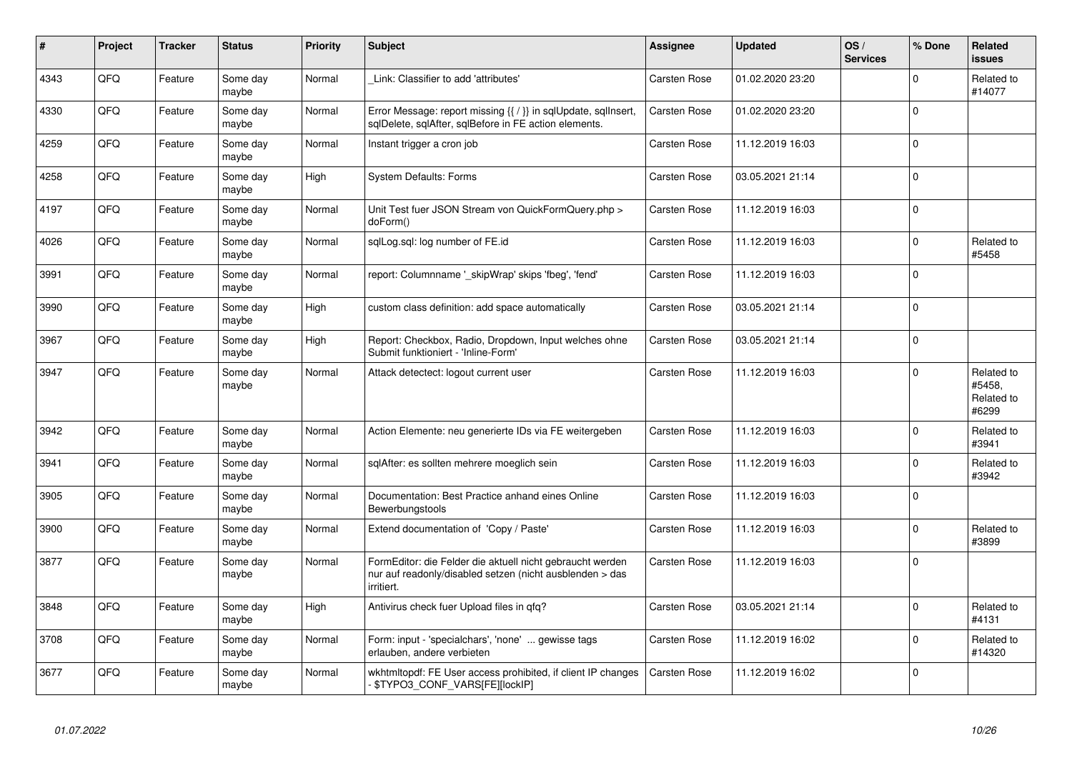| # | Project | Tracker | Status | Priority | Subject | Assignee | Updated | OS / Services | % Done | Related issues |
|---|---|---|---|---|---|---|---|---|---|---|
| 4343 | QFO | Feature | Some day maybe | Normal | _Link: Classifier to add 'attributes' | Carsten Rose | 01.02.2020 23:20 | | 0 | Related to #14077 |
| 4330 | QFO | Feature | Some day maybe | Normal | Error Message: report missing {{ / }} in sqlUpdate, sqlInsert, sqlDelete, sqlAfter, sqlBefore in FE action elements. | Carsten Rose | 01.02.2020 23:20 | | 0 | |
| 4259 | QFO | Feature | Some day maybe | Normal | Instant trigger a cron job | Carsten Rose | 11.12.2019 16:03 | | 0 | |
| 4258 | QFO | Feature | Some day maybe | High | System Defaults: Forms | Carsten Rose | 03.05.2021 21:14 | | 0 | |
| 4197 | QFO | Feature | Some day maybe | Normal | Unit Test fuer JSON Stream von QuickFormQuery.php > doForm() | Carsten Rose | 11.12.2019 16:03 | | 0 | |
| 4026 | QFO | Feature | Some day maybe | Normal | sqlLog.sql: log number of FE.id | Carsten Rose | 11.12.2019 16:03 | | 0 | Related to #5458 |
| 3991 | QFO | Feature | Some day maybe | Normal | report: Columnname '_skipWrap' skips 'fbeg', 'fend' | Carsten Rose | 11.12.2019 16:03 | | 0 | |
| 3990 | QFO | Feature | Some day maybe | High | custom class definition: add space automatically | Carsten Rose | 03.05.2021 21:14 | | 0 | |
| 3967 | QFO | Feature | Some day maybe | High | Report: Checkbox, Radio, Dropdown, Input welches ohne Submit funktioniert - 'Inline-Form' | Carsten Rose | 03.05.2021 21:14 | | 0 | |
| 3947 | QFO | Feature | Some day maybe | Normal | Attack detectect: logout current user | Carsten Rose | 11.12.2019 16:03 | | 0 | Related to #5458, Related to #6299 |
| 3942 | QFO | Feature | Some day maybe | Normal | Action Elemente: neu generierte IDs via FE weitergeben | Carsten Rose | 11.12.2019 16:03 | | 0 | Related to #3941 |
| 3941 | QFO | Feature | Some day maybe | Normal | sqlAfter: es sollten mehrere moeglich sein | Carsten Rose | 11.12.2019 16:03 | | 0 | Related to #3942 |
| 3905 | QFO | Feature | Some day maybe | Normal | Documentation: Best Practice anhand eines Online Bewerbungstools | Carsten Rose | 11.12.2019 16:03 | | 0 | |
| 3900 | QFO | Feature | Some day maybe | Normal | Extend documentation of 'Copy / Paste' | Carsten Rose | 11.12.2019 16:03 | | 0 | Related to #3899 |
| 3877 | QFO | Feature | Some day maybe | Normal | FormEditor: die Felder die aktuell nicht gebraucht werden nur auf readonly/disabled setzen (nicht ausblenden > das irritiert. | Carsten Rose | 11.12.2019 16:03 | | 0 | |
| 3848 | QFO | Feature | Some day maybe | High | Antivirus check fuer Upload files in qfq? | Carsten Rose | 03.05.2021 21:14 | | 0 | Related to #4131 |
| 3708 | QFO | Feature | Some day maybe | Normal | Form: input - 'specialchars', 'none' ... gewisse tags erlauben, andere verbieten | Carsten Rose | 11.12.2019 16:02 | | 0 | Related to #14320 |
| 3677 | QFO | Feature | Some day maybe | Normal | wkhtmltopdf: FE User access prohibited, if client IP changes - $TYPO3_CONF_VARS[FE][lockIP] | Carsten Rose | 11.12.2019 16:02 | | 0 | |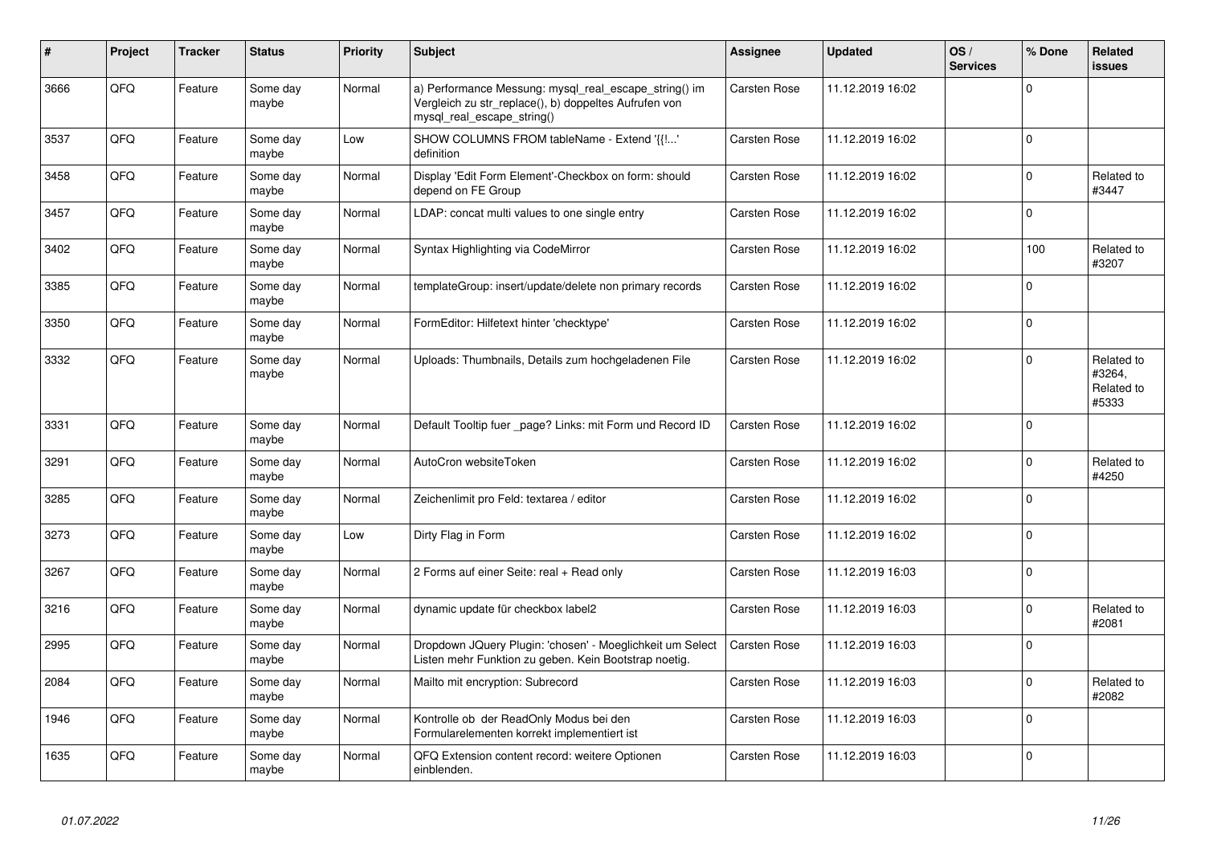| # | Project | Tracker | Status | Priority | Subject | Assignee | Updated | OS / Services | % Done | Related issues |
|---|---|---|---|---|---|---|---|---|---|---|
| 3666 | QFQ | Feature | Some day maybe | Normal | a) Performance Messung: mysql_real_escape_string() im Vergleich zu str_replace(), b) doppeltes Aufrufen von mysql_real_escape_string() | Carsten Rose | 11.12.2019 16:02 | | 0 | |
| 3537 | QFQ | Feature | Some day maybe | Low | SHOW COLUMNS FROM tableName - Extend '{{!...' definition | Carsten Rose | 11.12.2019 16:02 | | 0 | |
| 3458 | QFQ | Feature | Some day maybe | Normal | Display 'Edit Form Element'-Checkbox on form: should depend on FE Group | Carsten Rose | 11.12.2019 16:02 | | 0 | Related to #3447 |
| 3457 | QFQ | Feature | Some day maybe | Normal | LDAP: concat multi values to one single entry | Carsten Rose | 11.12.2019 16:02 | | 0 | |
| 3402 | QFQ | Feature | Some day maybe | Normal | Syntax Highlighting via CodeMirror | Carsten Rose | 11.12.2019 16:02 | | 100 | Related to #3207 |
| 3385 | QFQ | Feature | Some day maybe | Normal | templateGroup: insert/update/delete non primary records | Carsten Rose | 11.12.2019 16:02 | | 0 | |
| 3350 | QFQ | Feature | Some day maybe | Normal | FormEditor: Hilfetext hinter 'checktype' | Carsten Rose | 11.12.2019 16:02 | | 0 | |
| 3332 | QFQ | Feature | Some day maybe | Normal | Uploads: Thumbnails, Details zum hochgeladenen File | Carsten Rose | 11.12.2019 16:02 | | 0 | Related to #3264, Related to #5333 |
| 3331 | QFQ | Feature | Some day maybe | Normal | Default Tooltip fuer _page? Links: mit Form und Record ID | Carsten Rose | 11.12.2019 16:02 | | 0 | |
| 3291 | QFQ | Feature | Some day maybe | Normal | AutoCron websiteToken | Carsten Rose | 11.12.2019 16:02 | | 0 | Related to #4250 |
| 3285 | QFQ | Feature | Some day maybe | Normal | Zeichenlimit pro Feld: textarea / editor | Carsten Rose | 11.12.2019 16:02 | | 0 | |
| 3273 | QFQ | Feature | Some day maybe | Low | Dirty Flag in Form | Carsten Rose | 11.12.2019 16:02 | | 0 | |
| 3267 | QFQ | Feature | Some day maybe | Normal | 2 Forms auf einer Seite: real + Read only | Carsten Rose | 11.12.2019 16:03 | | 0 | |
| 3216 | QFQ | Feature | Some day maybe | Normal | dynamic update für checkbox label2 | Carsten Rose | 11.12.2019 16:03 | | 0 | Related to #2081 |
| 2995 | QFQ | Feature | Some day maybe | Normal | Dropdown JQuery Plugin: 'chosen' - Moeglichkeit um Select Listen mehr Funktion zu geben. Kein Bootstrap noetig. | Carsten Rose | 11.12.2019 16:03 | | 0 | |
| 2084 | QFQ | Feature | Some day maybe | Normal | Mailto mit encryption: Subrecord | Carsten Rose | 11.12.2019 16:03 | | 0 | Related to #2082 |
| 1946 | QFQ | Feature | Some day maybe | Normal | Kontrolle ob der ReadOnly Modus bei den Formularelementen korrekt implementiert ist | Carsten Rose | 11.12.2019 16:03 | | 0 | |
| 1635 | QFQ | Feature | Some day maybe | Normal | QFQ Extension content record: weitere Optionen einblenden. | Carsten Rose | 11.12.2019 16:03 | | 0 | |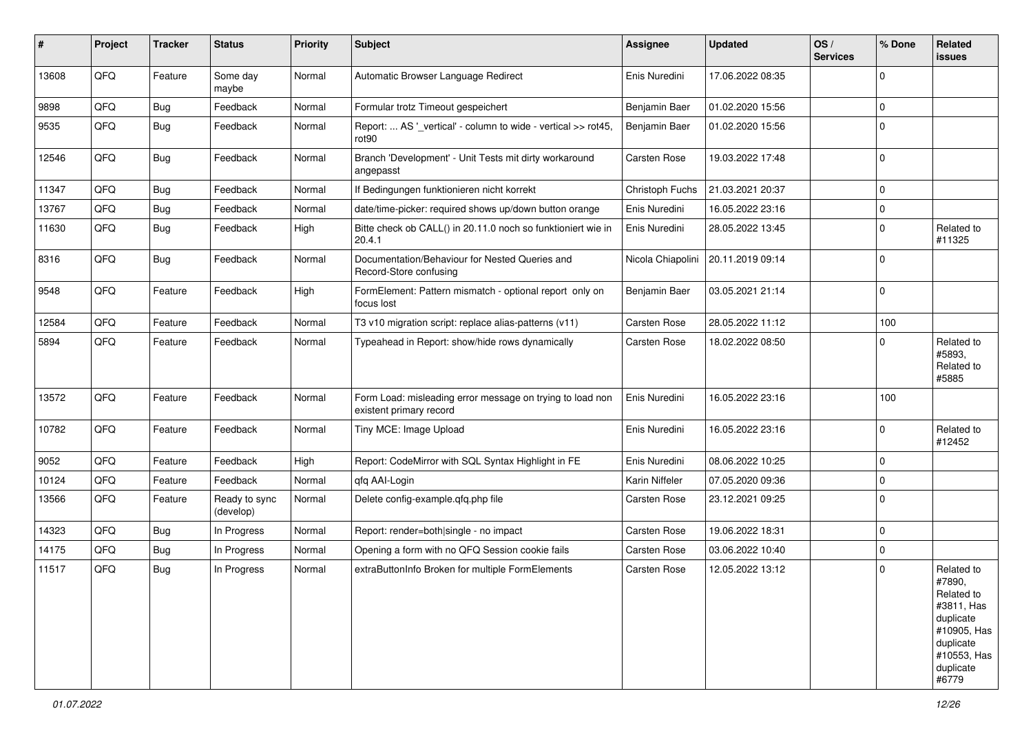| # | Project | Tracker | Status | Priority | Subject | Assignee | Updated | OS / Services | % Done | Related issues |
|---|---|---|---|---|---|---|---|---|---|---|
| 13608 | QFQ | Feature | Some day maybe | Normal | Automatic Browser Language Redirect | Enis Nuredini | 17.06.2022 08:35 | | 0 | |
| 9898 | QFQ | Bug | Feedback | Normal | Formular trotz Timeout gespeichert | Benjamin Baer | 01.02.2020 15:56 | | 0 | |
| 9535 | QFQ | Bug | Feedback | Normal | Report: ... AS '_vertical' - column to wide - vertical >> rot45, rot90 | Benjamin Baer | 01.02.2020 15:56 | | 0 | |
| 12546 | QFQ | Bug | Feedback | Normal | Branch 'Development' - Unit Tests mit dirty workaround angepasst | Carsten Rose | 19.03.2022 17:48 | | 0 | |
| 11347 | QFQ | Bug | Feedback | Normal | If Bedingungen funktionieren nicht korrekt | Christoph Fuchs | 21.03.2021 20:37 | | 0 | |
| 13767 | QFQ | Bug | Feedback | Normal | date/time-picker: required shows up/down button orange | Enis Nuredini | 16.05.2022 23:16 | | 0 | |
| 11630 | QFQ | Bug | Feedback | High | Bitte check ob CALL() in 20.11.0 noch so funktioniert wie in 20.4.1 | Enis Nuredini | 28.05.2022 13:45 | | 0 | Related to #11325 |
| 8316 | QFQ | Bug | Feedback | Normal | Documentation/Behaviour for Nested Queries and Record-Store confusing | Nicola Chiapolini | 20.11.2019 09:14 | | 0 | |
| 9548 | QFQ | Feature | Feedback | High | FormElement: Pattern mismatch - optional report only on focus lost | Benjamin Baer | 03.05.2021 21:14 | | 0 | |
| 12584 | QFQ | Feature | Feedback | Normal | T3 v10 migration script: replace alias-patterns (v11) | Carsten Rose | 28.05.2022 11:12 | | 100 | |
| 5894 | QFQ | Feature | Feedback | Normal | Typeahead in Report: show/hide rows dynamically | Carsten Rose | 18.02.2022 08:50 | | 0 | Related to #5893, Related to #5885 |
| 13572 | QFQ | Feature | Feedback | Normal | Form Load: misleading error message on trying to load non existent primary record | Enis Nuredini | 16.05.2022 23:16 | | 100 | |
| 10782 | QFQ | Feature | Feedback | Normal | Tiny MCE: Image Upload | Enis Nuredini | 16.05.2022 23:16 | | 0 | Related to #12452 |
| 9052 | QFQ | Feature | Feedback | High | Report: CodeMirror with SQL Syntax Highlight in FE | Enis Nuredini | 08.06.2022 10:25 | | 0 | |
| 10124 | QFQ | Feature | Feedback | Normal | qfq AAI-Login | Karin Niffeler | 07.05.2020 09:36 | | 0 | |
| 13566 | QFQ | Feature | Ready to sync (develop) | Normal | Delete config-example.qfq.php file | Carsten Rose | 23.12.2021 09:25 | | 0 | |
| 14323 | QFQ | Bug | In Progress | Normal | Report: render=both\|single - no impact | Carsten Rose | 19.06.2022 18:31 | | 0 | |
| 14175 | QFQ | Bug | In Progress | Normal | Opening a form with no QFQ Session cookie fails | Carsten Rose | 03.06.2022 10:40 | | 0 | |
| 11517 | QFQ | Bug | In Progress | Normal | extraButtonInfo Broken for multiple FormElements | Carsten Rose | 12.05.2022 13:12 | | 0 | Related to #7890, Related to #3811, Has duplicate #10905, Has duplicate #10553, Has duplicate #6779 |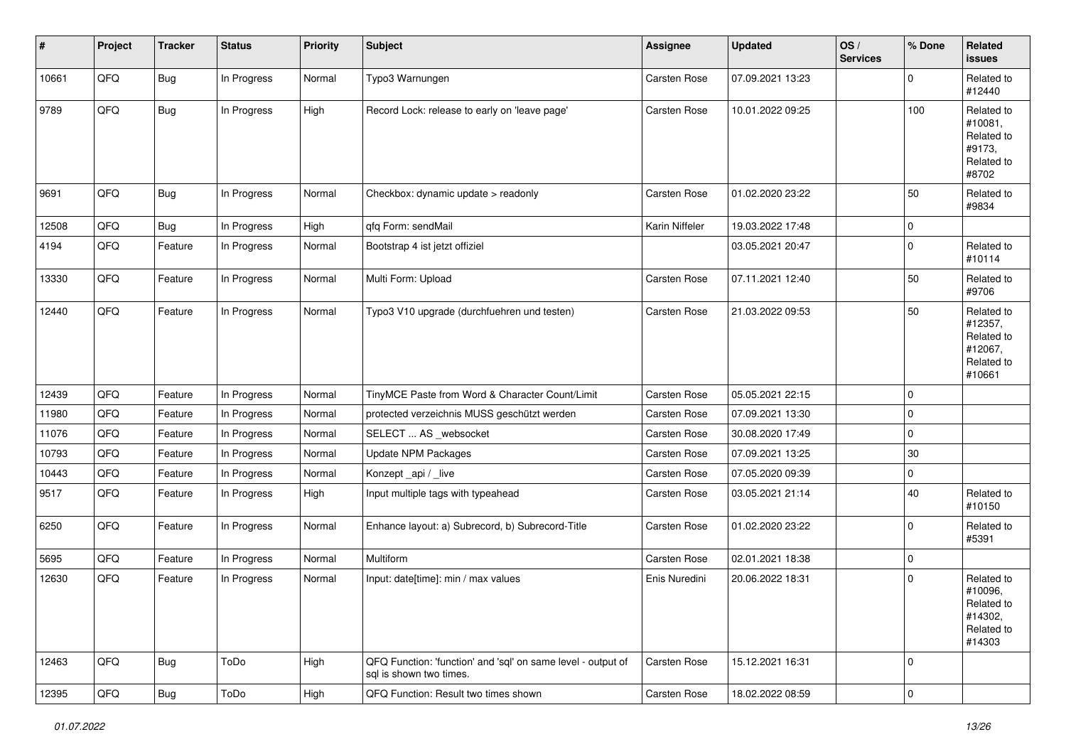| # | Project | Tracker | Status | Priority | Subject | Assignee | Updated | OS / Services | % Done | Related issues |
|---|---|---|---|---|---|---|---|---|---|---|
| 10661 | QFQ | Bug | In Progress | Normal | Typo3 Warnungen | Carsten Rose | 07.09.2021 13:23 | | 0 | Related to #12440 |
| 9789 | QFQ | Bug | In Progress | High | Record Lock: release to early on 'leave page' | Carsten Rose | 10.01.2022 09:25 | | 100 | Related to #10081, Related to #9173, Related to #8702 |
| 9691 | QFQ | Bug | In Progress | Normal | Checkbox: dynamic update > readonly | Carsten Rose | 01.02.2020 23:22 | | 50 | Related to #9834 |
| 12508 | QFQ | Bug | In Progress | High | qfq Form: sendMail | Karin Niffeler | 19.03.2022 17:48 | | 0 | |
| 4194 | QFQ | Feature | In Progress | Normal | Bootstrap 4 ist jetzt offiziel | | 03.05.2021 20:47 | | 0 | Related to #10114 |
| 13330 | QFQ | Feature | In Progress | Normal | Multi Form: Upload | Carsten Rose | 07.11.2021 12:40 | | 50 | Related to #9706 |
| 12440 | QFQ | Feature | In Progress | Normal | Typo3 V10 upgrade (durchfuehren und testen) | Carsten Rose | 21.03.2022 09:53 | | 50 | Related to #12357, Related to #12067, Related to #10661 |
| 12439 | QFQ | Feature | In Progress | Normal | TinyMCE Paste from Word & Character Count/Limit | Carsten Rose | 05.05.2021 22:15 | | 0 | |
| 11980 | QFQ | Feature | In Progress | Normal | protected verzeichnis MUSS geschützt werden | Carsten Rose | 07.09.2021 13:30 | | 0 | |
| 11076 | QFQ | Feature | In Progress | Normal | SELECT ... AS _websocket | Carsten Rose | 30.08.2020 17:49 | | 0 | |
| 10793 | QFQ | Feature | In Progress | Normal | Update NPM Packages | Carsten Rose | 07.09.2021 13:25 | | 30 | |
| 10443 | QFQ | Feature | In Progress | Normal | Konzept _api / _live | Carsten Rose | 07.05.2020 09:39 | | 0 | |
| 9517 | QFQ | Feature | In Progress | High | Input multiple tags with typeahead | Carsten Rose | 03.05.2021 21:14 | | 40 | Related to #10150 |
| 6250 | QFQ | Feature | In Progress | Normal | Enhance layout: a) Subrecord, b) Subrecord-Title | Carsten Rose | 01.02.2020 23:22 | | 0 | Related to #5391 |
| 5695 | QFQ | Feature | In Progress | Normal | Multiform | Carsten Rose | 02.01.2021 18:38 | | 0 | |
| 12630 | QFQ | Feature | In Progress | Normal | Input: date[time]: min / max values | Enis Nuredini | 20.06.2022 18:31 | | 0 | Related to #10096, Related to #14302, Related to #14303 |
| 12463 | QFQ | Bug | ToDo | High | QFQ Function: 'function' and 'sql' on same level - output of sql is shown two times. | Carsten Rose | 15.12.2021 16:31 | | 0 | |
| 12395 | QFQ | Bug | ToDo | High | QFQ Function: Result two times shown | Carsten Rose | 18.02.2022 08:59 | | 0 | |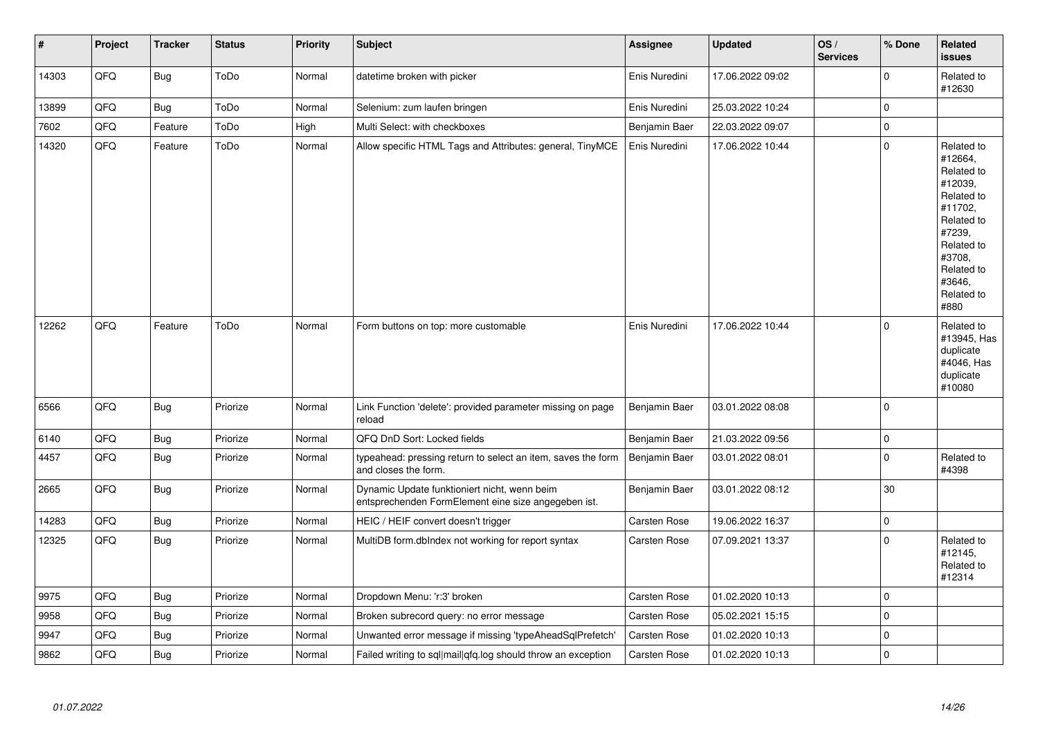| # | Project | Tracker | Status | Priority | Subject | Assignee | Updated | OS / Services | % Done | Related issues |
|---|---|---|---|---|---|---|---|---|---|---|
| 14303 | QFQ | Bug | ToDo | Normal | datetime broken with picker | Enis Nuredini | 17.06.2022 09:02 | | 0 | Related to #12630 |
| 13899 | QFQ | Bug | ToDo | Normal | Selenium: zum laufen bringen | Enis Nuredini | 25.03.2022 10:24 | | 0 | |
| 7602 | QFQ | Feature | ToDo | High | Multi Select: with checkboxes | Benjamin Baer | 22.03.2022 09:07 | | 0 | |
| 14320 | QFQ | Feature | ToDo | Normal | Allow specific HTML Tags and Attributes: general, TinyMCE | Enis Nuredini | 17.06.2022 10:44 | | 0 | Related to #12664, Related to #12039, Related to #11702, Related to #7239, Related to #3708, Related to #3646, Related to #880 |
| 12262 | QFQ | Feature | ToDo | Normal | Form buttons on top: more customable | Enis Nuredini | 17.06.2022 10:44 | | 0 | Related to #13945, Has duplicate #4046, Has duplicate #10080 |
| 6566 | QFQ | Bug | Priorize | Normal | Link Function 'delete': provided parameter missing on page reload | Benjamin Baer | 03.01.2022 08:08 | | 0 | |
| 6140 | QFQ | Bug | Priorize | Normal | QFQ DnD Sort: Locked fields | Benjamin Baer | 21.03.2022 09:56 | | 0 | |
| 4457 | QFQ | Bug | Priorize | Normal | typeahead: pressing return to select an item, saves the form and closes the form. | Benjamin Baer | 03.01.2022 08:01 | | 0 | Related to #4398 |
| 2665 | QFQ | Bug | Priorize | Normal | Dynamic Update funktioniert nicht, wenn beim entsprechenden FormElement eine size angegeben ist. | Benjamin Baer | 03.01.2022 08:12 | | 30 | |
| 14283 | QFQ | Bug | Priorize | Normal | HEIC / HEIF convert doesn't trigger | Carsten Rose | 19.06.2022 16:37 | | 0 | |
| 12325 | QFQ | Bug | Priorize | Normal | MultiDB form.dbIndex not working for report syntax | Carsten Rose | 07.09.2021 13:37 | | 0 | Related to #12145, Related to #12314 |
| 9975 | QFQ | Bug | Priorize | Normal | Dropdown Menu: 'r:3' broken | Carsten Rose | 01.02.2020 10:13 | | 0 | |
| 9958 | QFQ | Bug | Priorize | Normal | Broken subrecord query: no error message | Carsten Rose | 05.02.2021 15:15 | | 0 | |
| 9947 | QFQ | Bug | Priorize | Normal | Unwanted error message if missing 'typeAheadSqlPrefetch' | Carsten Rose | 01.02.2020 10:13 | | 0 | |
| 9862 | QFQ | Bug | Priorize | Normal | Failed writing to sql\|mail\|qfq.log should throw an exception | Carsten Rose | 01.02.2020 10:13 | | 0 | |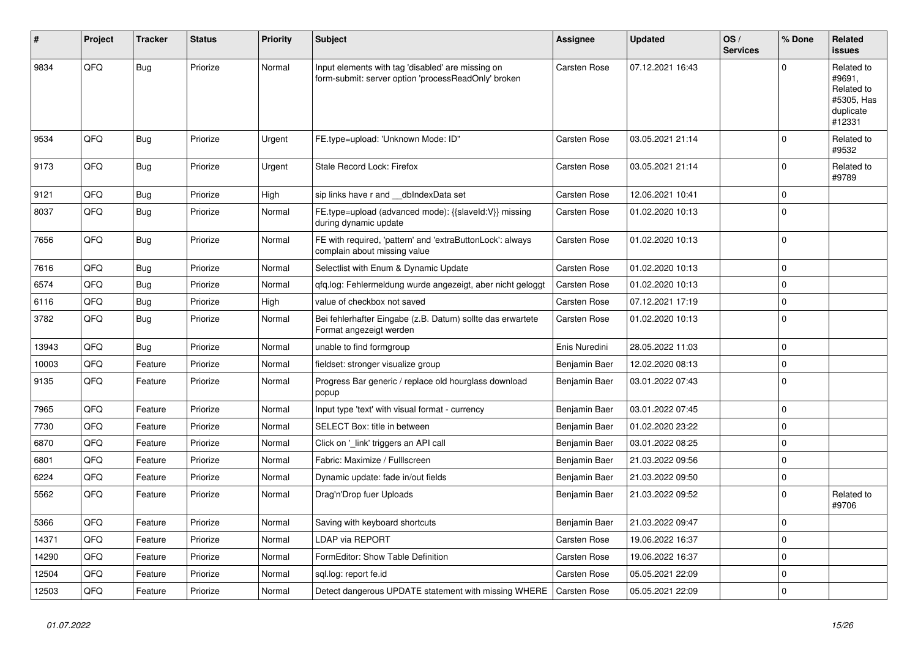| # | Project | Tracker | Status | Priority | Subject | Assignee | Updated | OS / Services | % Done | Related issues |
|---|---|---|---|---|---|---|---|---|---|---|
| 9834 | QFQ | Bug | Priorize | Normal | Input elements with tag 'disabled' are missing on form-submit: server option 'processReadOnly' broken | Carsten Rose | 07.12.2021 16:43 | | 0 | Related to #9691, Related to #5305, Has duplicate #12331 |
| 9534 | QFQ | Bug | Priorize | Urgent | FE.type=upload: 'Unknown Mode: ID" | Carsten Rose | 03.05.2021 21:14 | | 0 | Related to #9532 |
| 9173 | QFQ | Bug | Priorize | Urgent | Stale Record Lock: Firefox | Carsten Rose | 03.05.2021 21:14 | | 0 | Related to #9789 |
| 9121 | QFQ | Bug | Priorize | High | sip links have r and __dbIndexData set | Carsten Rose | 12.06.2021 10:41 | | 0 | |
| 8037 | QFQ | Bug | Priorize | Normal | FE.type=upload (advanced mode): {{slaveId:V}} missing during dynamic update | Carsten Rose | 01.02.2020 10:13 | | 0 | |
| 7656 | QFQ | Bug | Priorize | Normal | FE with required, 'pattern' and 'extraButtonLock': always complain about missing value | Carsten Rose | 01.02.2020 10:13 | | 0 | |
| 7616 | QFQ | Bug | Priorize | Normal | Selectlist with Enum & Dynamic Update | Carsten Rose | 01.02.2020 10:13 | | 0 | |
| 6574 | QFQ | Bug | Priorize | Normal | qfq.log: Fehlermeldung wurde angezeigt, aber nicht geloggt | Carsten Rose | 01.02.2020 10:13 | | 0 | |
| 6116 | QFQ | Bug | Priorize | High | value of checkbox not saved | Carsten Rose | 07.12.2021 17:19 | | 0 | |
| 3782 | QFQ | Bug | Priorize | Normal | Bei fehlerhafter Eingabe (z.B. Datum) sollte das erwartete Format angezeigt werden | Carsten Rose | 01.02.2020 10:13 | | 0 | |
| 13943 | QFQ | Bug | Priorize | Normal | unable to find formgroup | Enis Nuredini | 28.05.2022 11:03 | | 0 | |
| 10003 | QFQ | Feature | Priorize | Normal | fieldset: stronger visualize group | Benjamin Baer | 12.02.2020 08:13 | | 0 | |
| 9135 | QFQ | Feature | Priorize | Normal | Progress Bar generic / replace old hourglass download popup | Benjamin Baer | 03.01.2022 07:43 | | 0 | |
| 7965 | QFQ | Feature | Priorize | Normal | Input type 'text' with visual format - currency | Benjamin Baer | 03.01.2022 07:45 | | 0 | |
| 7730 | QFQ | Feature | Priorize | Normal | SELECT Box: title in between | Benjamin Baer | 01.02.2020 23:22 | | 0 | |
| 6870 | QFQ | Feature | Priorize | Normal | Click on '_link' triggers an API call | Benjamin Baer | 03.01.2022 08:25 | | 0 | |
| 6801 | QFQ | Feature | Priorize | Normal | Fabric: Maximize / FullIscreen | Benjamin Baer | 21.03.2022 09:56 | | 0 | |
| 6224 | QFQ | Feature | Priorize | Normal | Dynamic update: fade in/out fields | Benjamin Baer | 21.03.2022 09:50 | | 0 | |
| 5562 | QFQ | Feature | Priorize | Normal | Drag'n'Drop fuer Uploads | Benjamin Baer | 21.03.2022 09:52 | | 0 | Related to #9706 |
| 5366 | QFQ | Feature | Priorize | Normal | Saving with keyboard shortcuts | Benjamin Baer | 21.03.2022 09:47 | | 0 | |
| 14371 | QFQ | Feature | Priorize | Normal | LDAP via REPORT | Carsten Rose | 19.06.2022 16:37 | | 0 | |
| 14290 | QFQ | Feature | Priorize | Normal | FormEditor: Show Table Definition | Carsten Rose | 19.06.2022 16:37 | | 0 | |
| 12504 | QFQ | Feature | Priorize | Normal | sql.log: report fe.id | Carsten Rose | 05.05.2021 22:09 | | 0 | |
| 12503 | QFQ | Feature | Priorize | Normal | Detect dangerous UPDATE statement with missing WHERE | Carsten Rose | 05.05.2021 22:09 | | 0 | |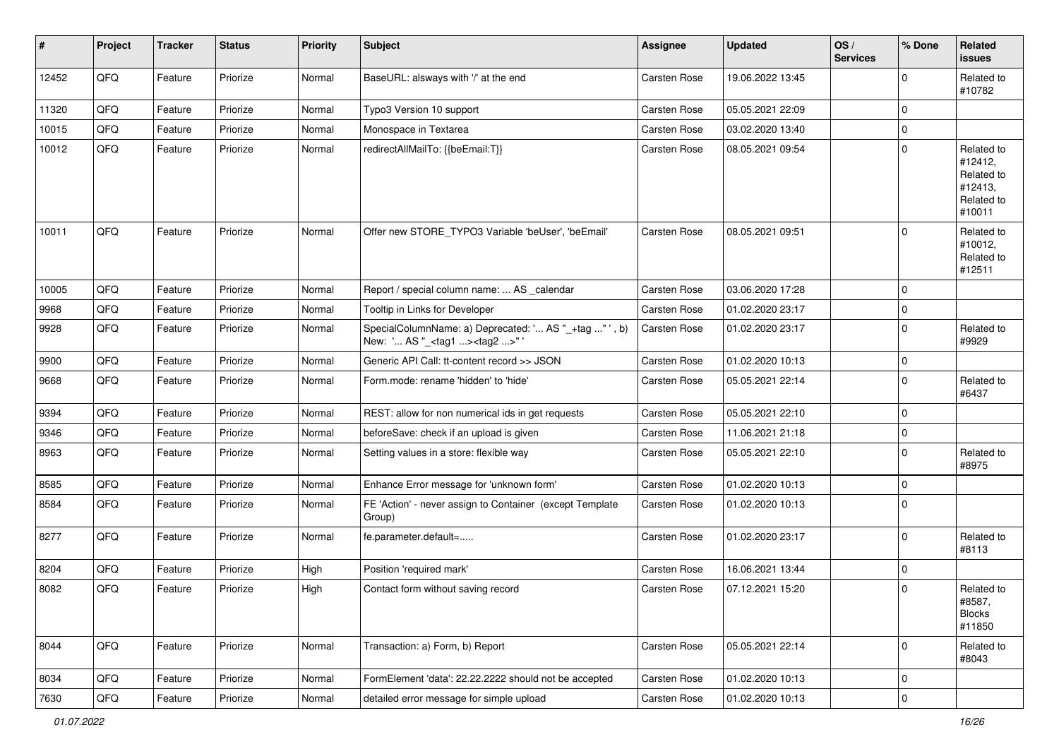| # | Project | Tracker | Status | Priority | Subject | Assignee | Updated | OS / Services | % Done | Related issues |
|---|---|---|---|---|---|---|---|---|---|---|
| 12452 | QFQ | Feature | Priorize | Normal | BaseURL: alsways with '/' at the end | Carsten Rose | 19.06.2022 13:45 | | 0 | Related to #10782 |
| 11320 | QFQ | Feature | Priorize | Normal | Typo3 Version 10 support | Carsten Rose | 05.05.2021 22:09 | | 0 | |
| 10015 | QFQ | Feature | Priorize | Normal | Monospace in Textarea | Carsten Rose | 03.02.2020 13:40 | | 0 | |
| 10012 | QFQ | Feature | Priorize | Normal | redirectAllMailTo: {{beEmail:T}} | Carsten Rose | 08.05.2021 09:54 | | 0 | Related to #12412, Related to #12413, Related to #10011 |
| 10011 | QFQ | Feature | Priorize | Normal | Offer new STORE_TYPO3 Variable 'beUser', 'beEmail' | Carsten Rose | 08.05.2021 09:51 | | 0 | Related to #10012, Related to #12511 |
| 10005 | QFQ | Feature | Priorize | Normal | Report / special column name: ... AS _calendar | Carsten Rose | 03.06.2020 17:28 | | 0 | |
| 9968 | QFQ | Feature | Priorize | Normal | Tooltip in Links for Developer | Carsten Rose | 01.02.2020 23:17 | | 0 | |
| 9928 | QFQ | Feature | Priorize | Normal | SpecialColumnName: a) Deprecated: '... AS "_+tag ..." ', b) New: '... AS "_<tag1 ...><tag2 ...>" ' | Carsten Rose | 01.02.2020 23:17 | | 0 | Related to #9929 |
| 9900 | QFQ | Feature | Priorize | Normal | Generic API Call: tt-content record >> JSON | Carsten Rose | 01.02.2020 10:13 | | 0 | |
| 9668 | QFQ | Feature | Priorize | Normal | Form.mode: rename 'hidden' to 'hide' | Carsten Rose | 05.05.2021 22:14 | | 0 | Related to #6437 |
| 9394 | QFQ | Feature | Priorize | Normal | REST: allow for non numerical ids in get requests | Carsten Rose | 05.05.2021 22:10 | | 0 | |
| 9346 | QFQ | Feature | Priorize | Normal | beforeSave: check if an upload is given | Carsten Rose | 11.06.2021 21:18 | | 0 | |
| 8963 | QFQ | Feature | Priorize | Normal | Setting values in a store: flexible way | Carsten Rose | 05.05.2021 22:10 | | 0 | Related to #8975 |
| 8585 | QFQ | Feature | Priorize | Normal | Enhance Error message for 'unknown form' | Carsten Rose | 01.02.2020 10:13 | | 0 | |
| 8584 | QFQ | Feature | Priorize | Normal | FE 'Action' - never assign to Container (except Template Group) | Carsten Rose | 01.02.2020 10:13 | | 0 | |
| 8277 | QFQ | Feature | Priorize | Normal | fe.parameter.default=..... | Carsten Rose | 01.02.2020 23:17 | | 0 | Related to #8113 |
| 8204 | QFQ | Feature | Priorize | High | Position 'required mark' | Carsten Rose | 16.06.2021 13:44 | | 0 | |
| 8082 | QFQ | Feature | Priorize | High | Contact form without saving record | Carsten Rose | 07.12.2021 15:20 | | 0 | Related to #8587, Blocks #11850 |
| 8044 | QFQ | Feature | Priorize | Normal | Transaction: a) Form, b) Report | Carsten Rose | 05.05.2021 22:14 | | 0 | Related to #8043 |
| 8034 | QFQ | Feature | Priorize | Normal | FormElement 'data': 22.22.2222 should not be accepted | Carsten Rose | 01.02.2020 10:13 | | 0 | |
| 7630 | QFQ | Feature | Priorize | Normal | detailed error message for simple upload | Carsten Rose | 01.02.2020 10:13 | | 0 | |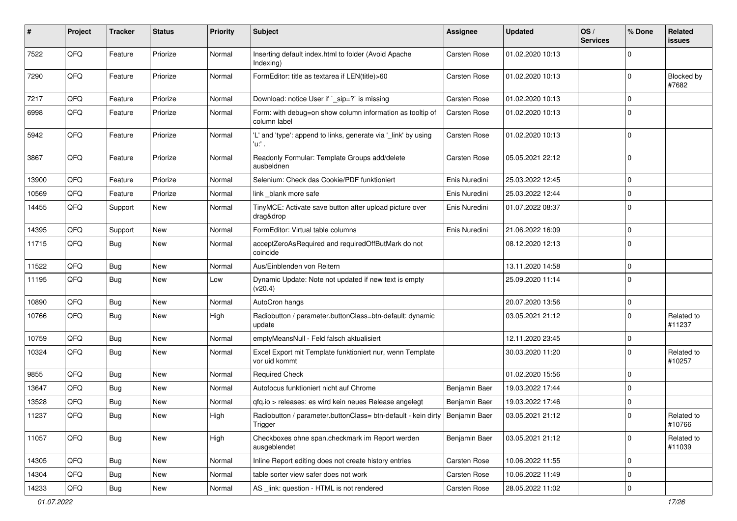| # | Project | Tracker | Status | Priority | Subject | Assignee | Updated | OS / Services | % Done | Related issues |
|---|---|---|---|---|---|---|---|---|---|---|
| 7522 | QFQ | Feature | Priorize | Normal | Inserting default index.html to folder (Avoid Apache Indexing) | Carsten Rose | 01.02.2020 10:13 | | 0 | |
| 7290 | QFQ | Feature | Priorize | Normal | FormEditor: title as textarea if LEN(title)>60 | Carsten Rose | 01.02.2020 10:13 | | 0 | Blocked by #7682 |
| 7217 | QFQ | Feature | Priorize | Normal | Download: notice User if `_sip=?` is missing | Carsten Rose | 01.02.2020 10:13 | | 0 | |
| 6998 | QFQ | Feature | Priorize | Normal | Form: with debug=on show column information as tooltip of column label | Carsten Rose | 01.02.2020 10:13 | | 0 | |
| 5942 | QFQ | Feature | Priorize | Normal | 'L' and 'type': append to links, generate via '_link' by using 'u:' . | Carsten Rose | 01.02.2020 10:13 | | 0 | |
| 3867 | QFQ | Feature | Priorize | Normal | Readonly Formular: Template Groups add/delete ausbeldnen | Carsten Rose | 05.05.2021 22:12 | | 0 | |
| 13900 | QFQ | Feature | Priorize | Normal | Selenium: Check das Cookie/PDF funktioniert | Enis Nuredini | 25.03.2022 12:45 | | 0 | |
| 10569 | QFQ | Feature | Priorize | Normal | link _blank more safe | Enis Nuredini | 25.03.2022 12:44 | | 0 | |
| 14455 | QFQ | Support | New | Normal | TinyMCE: Activate save button after upload picture over drag&drop | Enis Nuredini | 01.07.2022 08:37 | | 0 | |
| 14395 | QFQ | Support | New | Normal | FormEditor: Virtual table columns | Enis Nuredini | 21.06.2022 16:09 | | 0 | |
| 11715 | QFQ | Bug | New | Normal | acceptZeroAsRequired and requiredOffButMark do not coincide | | 08.12.2020 12:13 | | 0 | |
| 11522 | QFQ | Bug | New | Normal | Aus/Einblenden von Reitern | | 13.11.2020 14:58 | | 0 | |
| 11195 | QFQ | Bug | New | Low | Dynamic Update: Note not updated if new text is empty (v20.4) | | 25.09.2020 11:14 | | 0 | |
| 10890 | QFQ | Bug | New | Normal | AutoCron hangs | | 20.07.2020 13:56 | | 0 | |
| 10766 | QFQ | Bug | New | High | Radiobutton / parameter.buttonClass=btn-default: dynamic update | | 03.05.2021 21:12 | | 0 | Related to #11237 |
| 10759 | QFQ | Bug | New | Normal | emptyMeansNull - Feld falsch aktualisiert | | 12.11.2020 23:45 | | 0 | |
| 10324 | QFQ | Bug | New | Normal | Excel Export mit Template funktioniert nur, wenn Template vor uid kommt | | 30.03.2020 11:20 | | 0 | Related to #10257 |
| 9855 | QFQ | Bug | New | Normal | Required Check | | 01.02.2020 15:56 | | 0 | |
| 13647 | QFQ | Bug | New | Normal | Autofocus funktioniert nicht auf Chrome | Benjamin Baer | 19.03.2022 17:44 | | 0 | |
| 13528 | QFQ | Bug | New | Normal | qfq.io > releases: es wird kein neues Release angelegt | Benjamin Baer | 19.03.2022 17:46 | | 0 | |
| 11237 | QFQ | Bug | New | High | Radiobutton / parameter.buttonClass= btn-default - kein dirty Trigger | Benjamin Baer | 03.05.2021 21:12 | | 0 | Related to #10766 |
| 11057 | QFQ | Bug | New | High | Checkboxes ohne span.checkmark im Report werden ausgeblendet | Benjamin Baer | 03.05.2021 21:12 | | 0 | Related to #11039 |
| 14305 | QFQ | Bug | New | Normal | Inline Report editing does not create history entries | Carsten Rose | 10.06.2022 11:55 | | 0 | |
| 14304 | QFQ | Bug | New | Normal | table sorter view safer does not work | Carsten Rose | 10.06.2022 11:49 | | 0 | |
| 14233 | QFQ | Bug | New | Normal | AS _link: question - HTML is not rendered | Carsten Rose | 28.05.2022 11:02 | | 0 | |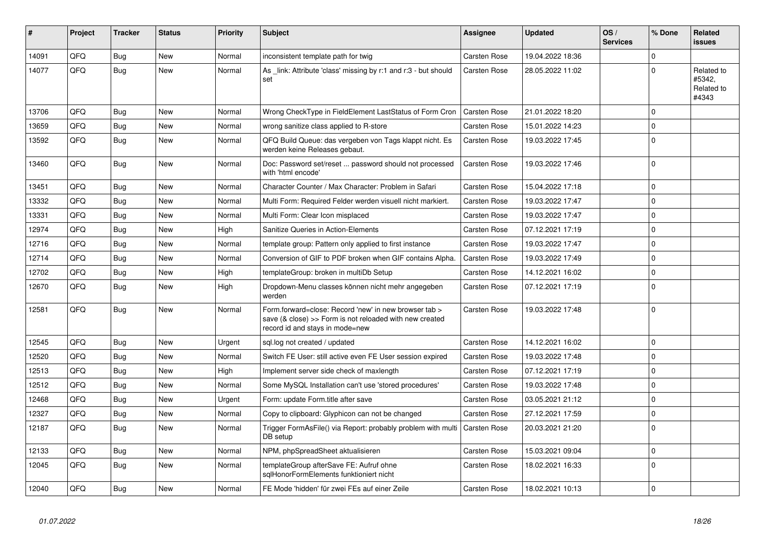| # | Project | Tracker | Status | Priority | Subject | Assignee | Updated | OS / Services | % Done | Related issues |
|---|---|---|---|---|---|---|---|---|---|---|
| 14091 | QFQ | Bug | New | Normal | inconsistent template path for twig | Carsten Rose | 19.04.2022 18:36 | | 0 | |
| 14077 | QFQ | Bug | New | Normal | As _link: Attribute 'class' missing by r:1 and r:3 - but should set | Carsten Rose | 28.05.2022 11:02 | | 0 | Related to #5342, Related to #4343 |
| 13706 | QFQ | Bug | New | Normal | Wrong CheckType in FieldElement LastStatus of Form Cron | Carsten Rose | 21.01.2022 18:20 | | 0 | |
| 13659 | QFQ | Bug | New | Normal | wrong sanitize class applied to R-store | Carsten Rose | 15.01.2022 14:23 | | 0 | |
| 13592 | QFQ | Bug | New | Normal | QFQ Build Queue: das vergeben von Tags klappt nicht. Es werden keine Releases gebaut. | Carsten Rose | 19.03.2022 17:45 | | 0 | |
| 13460 | QFQ | Bug | New | Normal | Doc: Password set/reset ... password should not processed with 'html encode' | Carsten Rose | 19.03.2022 17:46 | | 0 | |
| 13451 | QFQ | Bug | New | Normal | Character Counter / Max Character: Problem in Safari | Carsten Rose | 15.04.2022 17:18 | | 0 | |
| 13332 | QFQ | Bug | New | Normal | Multi Form: Required Felder werden visuell nicht markiert. | Carsten Rose | 19.03.2022 17:47 | | 0 | |
| 13331 | QFQ | Bug | New | Normal | Multi Form: Clear Icon misplaced | Carsten Rose | 19.03.2022 17:47 | | 0 | |
| 12974 | QFQ | Bug | New | High | Sanitize Queries in Action-Elements | Carsten Rose | 07.12.2021 17:19 | | 0 | |
| 12716 | QFQ | Bug | New | Normal | template group: Pattern only applied to first instance | Carsten Rose | 19.03.2022 17:47 | | 0 | |
| 12714 | QFQ | Bug | New | Normal | Conversion of GIF to PDF broken when GIF contains Alpha. | Carsten Rose | 19.03.2022 17:49 | | 0 | |
| 12702 | QFQ | Bug | New | High | templateGroup: broken in multiDb Setup | Carsten Rose | 14.12.2021 16:02 | | 0 | |
| 12670 | QFQ | Bug | New | High | Dropdown-Menu classes können nicht mehr angegeben werden | Carsten Rose | 07.12.2021 17:19 | | 0 | |
| 12581 | QFQ | Bug | New | Normal | Form.forward=close: Record 'new' in new browser tab > save (& close) >> Form is not reloaded with new created record id and stays in mode=new | Carsten Rose | 19.03.2022 17:48 | | 0 | |
| 12545 | QFQ | Bug | New | Urgent | sql.log not created / updated | Carsten Rose | 14.12.2021 16:02 | | 0 | |
| 12520 | QFQ | Bug | New | Normal | Switch FE User: still active even FE User session expired | Carsten Rose | 19.03.2022 17:48 | | 0 | |
| 12513 | QFQ | Bug | New | High | Implement server side check of maxlength | Carsten Rose | 07.12.2021 17:19 | | 0 | |
| 12512 | QFQ | Bug | New | Normal | Some MySQL Installation can't use 'stored procedures' | Carsten Rose | 19.03.2022 17:48 | | 0 | |
| 12468 | QFQ | Bug | New | Urgent | Form: update Form.title after save | Carsten Rose | 03.05.2021 21:12 | | 0 | |
| 12327 | QFQ | Bug | New | Normal | Copy to clipboard: Glyphicon can not be changed | Carsten Rose | 27.12.2021 17:59 | | 0 | |
| 12187 | QFQ | Bug | New | Normal | Trigger FormAsFile() via Report: probably problem with multi DB setup | Carsten Rose | 20.03.2021 21:20 | | 0 | |
| 12133 | QFQ | Bug | New | Normal | NPM, phpSpreadSheet aktualisieren | Carsten Rose | 15.03.2021 09:04 | | 0 | |
| 12045 | QFQ | Bug | New | Normal | templateGroup afterSave FE: Aufruf ohne sqlHonorFormElements funktioniert nicht | Carsten Rose | 18.02.2021 16:33 | | 0 | |
| 12040 | QFQ | Bug | New | Normal | FE Mode 'hidden' für zwei FEs auf einer Zeile | Carsten Rose | 18.02.2021 10:13 | | 0 | |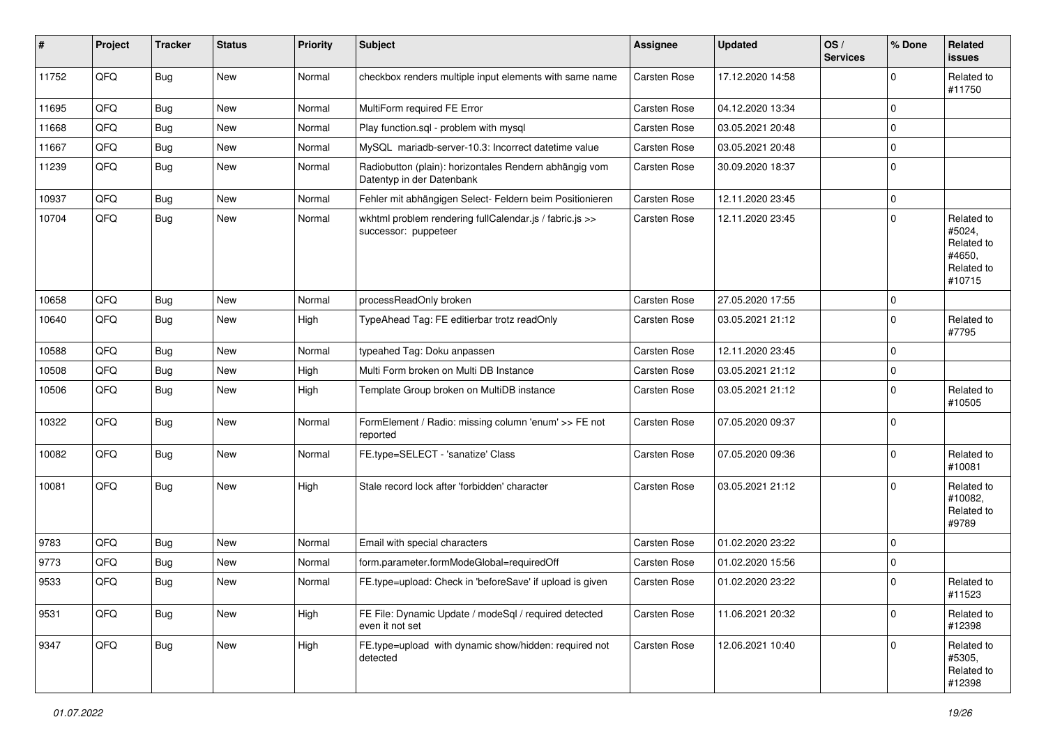| # | Project | Tracker | Status | Priority | Subject | Assignee | Updated | OS / Services | % Done | Related issues |
|---|---|---|---|---|---|---|---|---|---|---|
| 11752 | QFQ | Bug | New | Normal | checkbox renders multiple input elements with same name | Carsten Rose | 17.12.2020 14:58 | | 0 | Related to #11750 |
| 11695 | QFQ | Bug | New | Normal | MultiForm required FE Error | Carsten Rose | 04.12.2020 13:34 | | 0 | |
| 11668 | QFQ | Bug | New | Normal | Play function.sql - problem with mysql | Carsten Rose | 03.05.2021 20:48 | | 0 | |
| 11667 | QFQ | Bug | New | Normal | MySQL mariadb-server-10.3: Incorrect datetime value | Carsten Rose | 03.05.2021 20:48 | | 0 | |
| 11239 | QFQ | Bug | New | Normal | Radiobutton (plain): horizontales Rendern abhängig vom Datentyp in der Datenbank | Carsten Rose | 30.09.2020 18:37 | | 0 | |
| 10937 | QFQ | Bug | New | Normal | Fehler mit abhängigen Select- Feldern beim Positionieren | Carsten Rose | 12.11.2020 23:45 | | 0 | |
| 10704 | QFQ | Bug | New | Normal | wkhtml problem rendering fullCalendar.js / fabric.js >> successor: puppeteer | Carsten Rose | 12.11.2020 23:45 | | 0 | Related to #5024, Related to #4650, Related to #10715 |
| 10658 | QFQ | Bug | New | Normal | processReadOnly broken | Carsten Rose | 27.05.2020 17:55 | | 0 | |
| 10640 | QFQ | Bug | New | High | TypeAhead Tag: FE editierbar trotz readOnly | Carsten Rose | 03.05.2021 21:12 | | 0 | Related to #7795 |
| 10588 | QFQ | Bug | New | Normal | typeahed Tag: Doku anpassen | Carsten Rose | 12.11.2020 23:45 | | 0 | |
| 10508 | QFQ | Bug | New | High | Multi Form broken on Multi DB Instance | Carsten Rose | 03.05.2021 21:12 | | 0 | |
| 10506 | QFQ | Bug | New | High | Template Group broken on MultiDB instance | Carsten Rose | 03.05.2021 21:12 | | 0 | Related to #10505 |
| 10322 | QFQ | Bug | New | Normal | FormElement / Radio: missing column 'enum' >> FE not reported | Carsten Rose | 07.05.2020 09:37 | | 0 | |
| 10082 | QFQ | Bug | New | Normal | FE.type=SELECT - 'sanatize' Class | Carsten Rose | 07.05.2020 09:36 | | 0 | Related to #10081 |
| 10081 | QFQ | Bug | New | High | Stale record lock after 'forbidden' character | Carsten Rose | 03.05.2021 21:12 | | 0 | Related to #10082, Related to #9789 |
| 9783 | QFQ | Bug | New | Normal | Email with special characters | Carsten Rose | 01.02.2020 23:22 | | 0 | |
| 9773 | QFQ | Bug | New | Normal | form.parameter.formModeGlobal=requiredOff | Carsten Rose | 01.02.2020 15:56 | | 0 | |
| 9533 | QFQ | Bug | New | Normal | FE.type=upload: Check in 'beforeSave' if upload is given | Carsten Rose | 01.02.2020 23:22 | | 0 | Related to #11523 |
| 9531 | QFQ | Bug | New | High | FE File: Dynamic Update / modeSql / required detected even it not set | Carsten Rose | 11.06.2021 20:32 | | 0 | Related to #12398 |
| 9347 | QFQ | Bug | New | High | FE.type=upload with dynamic show/hidden: required not detected | Carsten Rose | 12.06.2021 10:40 | | 0 | Related to #5305, Related to #12398 |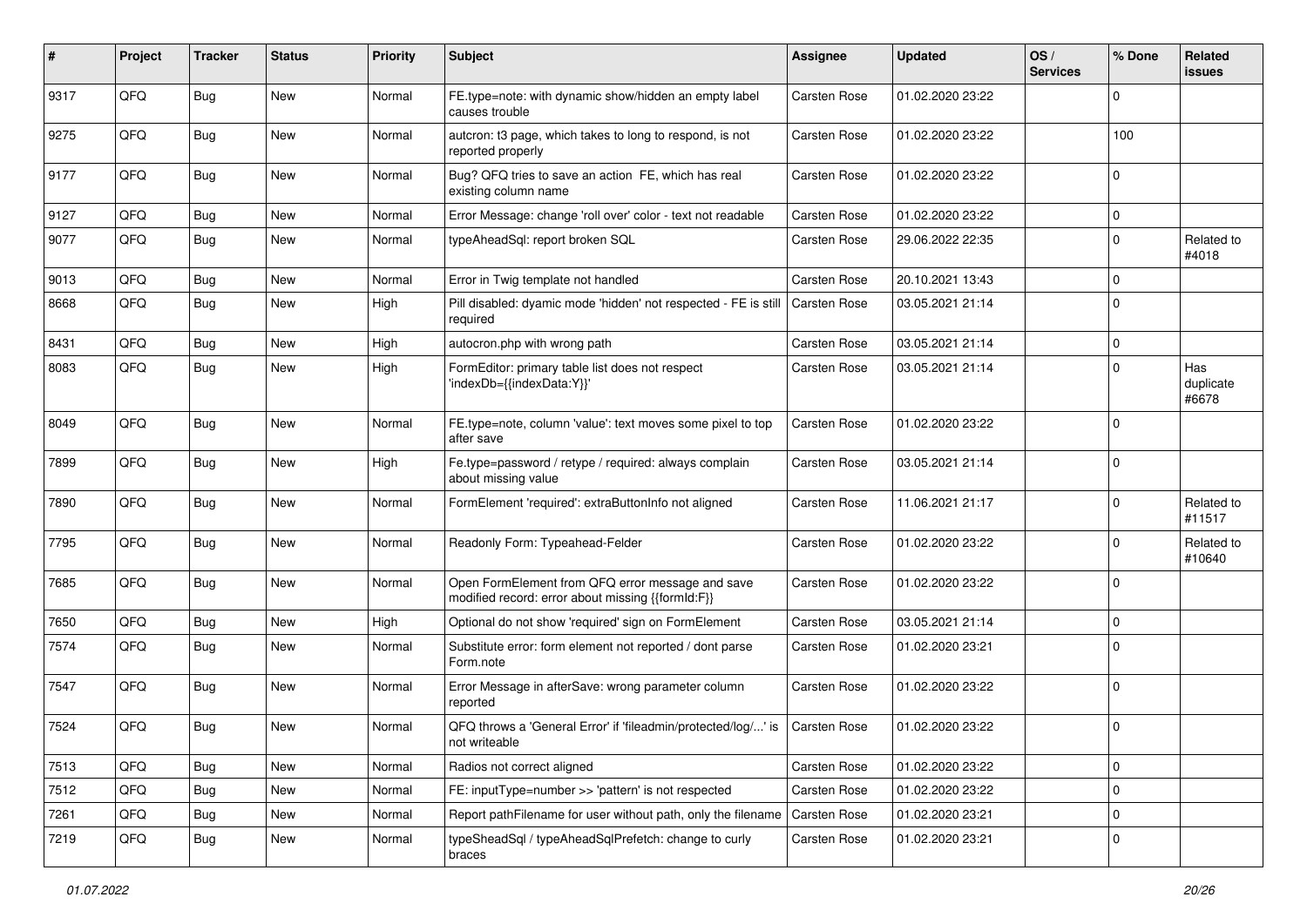| # | Project | Tracker | Status | Priority | Subject | Assignee | Updated | OS / Services | % Done | Related issues |
|---|---|---|---|---|---|---|---|---|---|---|
| 9317 | QFQ | Bug | New | Normal | FE.type=note: with dynamic show/hidden an empty label causes trouble | Carsten Rose | 01.02.2020 23:22 | | 0 | |
| 9275 | QFQ | Bug | New | Normal | autcron: t3 page, which takes to long to respond, is not reported properly | Carsten Rose | 01.02.2020 23:22 | | 100 | |
| 9177 | QFQ | Bug | New | Normal | Bug? QFQ tries to save an action FE, which has real existing column name | Carsten Rose | 01.02.2020 23:22 | | 0 | |
| 9127 | QFQ | Bug | New | Normal | Error Message: change 'roll over' color - text not readable | Carsten Rose | 01.02.2020 23:22 | | 0 | |
| 9077 | QFQ | Bug | New | Normal | typeAheadSql: report broken SQL | Carsten Rose | 29.06.2022 22:35 | | 0 | Related to #4018 |
| 9013 | QFQ | Bug | New | Normal | Error in Twig template not handled | Carsten Rose | 20.10.2021 13:43 | | 0 | |
| 8668 | QFQ | Bug | New | High | Pill disabled: dyamic mode 'hidden' not respected - FE is still required | Carsten Rose | 03.05.2021 21:14 | | 0 | |
| 8431 | QFQ | Bug | New | High | autocron.php with wrong path | Carsten Rose | 03.05.2021 21:14 | | 0 | |
| 8083 | QFQ | Bug | New | High | FormEditor: primary table list does not respect 'indexDb={{indexData:Y}}' | Carsten Rose | 03.05.2021 21:14 | | 0 | Has duplicate #6678 |
| 8049 | QFQ | Bug | New | Normal | FE.type=note, column 'value': text moves some pixel to top after save | Carsten Rose | 01.02.2020 23:22 | | 0 | |
| 7899 | QFQ | Bug | New | High | Fe.type=password / retype / required: always complain about missing value | Carsten Rose | 03.05.2021 21:14 | | 0 | |
| 7890 | QFQ | Bug | New | Normal | FormElement 'required': extraButtonInfo not aligned | Carsten Rose | 11.06.2021 21:17 | | 0 | Related to #11517 |
| 7795 | QFQ | Bug | New | Normal | Readonly Form: Typeahead-Felder | Carsten Rose | 01.02.2020 23:22 | | 0 | Related to #10640 |
| 7685 | QFQ | Bug | New | Normal | Open FormElement from QFQ error message and save modified record: error about missing {{formId:F}} | Carsten Rose | 01.02.2020 23:22 | | 0 | |
| 7650 | QFQ | Bug | New | High | Optional do not show 'required' sign on FormElement | Carsten Rose | 03.05.2021 21:14 | | 0 | |
| 7574 | QFQ | Bug | New | Normal | Substitute error: form element not reported / dont parse Form.note | Carsten Rose | 01.02.2020 23:21 | | 0 | |
| 7547 | QFQ | Bug | New | Normal | Error Message in afterSave: wrong parameter column reported | Carsten Rose | 01.02.2020 23:22 | | 0 | |
| 7524 | QFQ | Bug | New | Normal | QFQ throws a 'General Error' if 'fileadmin/protected/log/...' is not writeable | Carsten Rose | 01.02.2020 23:22 | | 0 | |
| 7513 | QFQ | Bug | New | Normal | Radios not correct aligned | Carsten Rose | 01.02.2020 23:22 | | 0 | |
| 7512 | QFQ | Bug | New | Normal | FE: inputType=number >> 'pattern' is not respected | Carsten Rose | 01.02.2020 23:22 | | 0 | |
| 7261 | QFQ | Bug | New | Normal | Report pathFilename for user without path, only the filename | Carsten Rose | 01.02.2020 23:21 | | 0 | |
| 7219 | QFQ | Bug | New | Normal | typeSheadSql / typeAheadSqlPrefetch: change to curly braces | Carsten Rose | 01.02.2020 23:21 | | 0 | |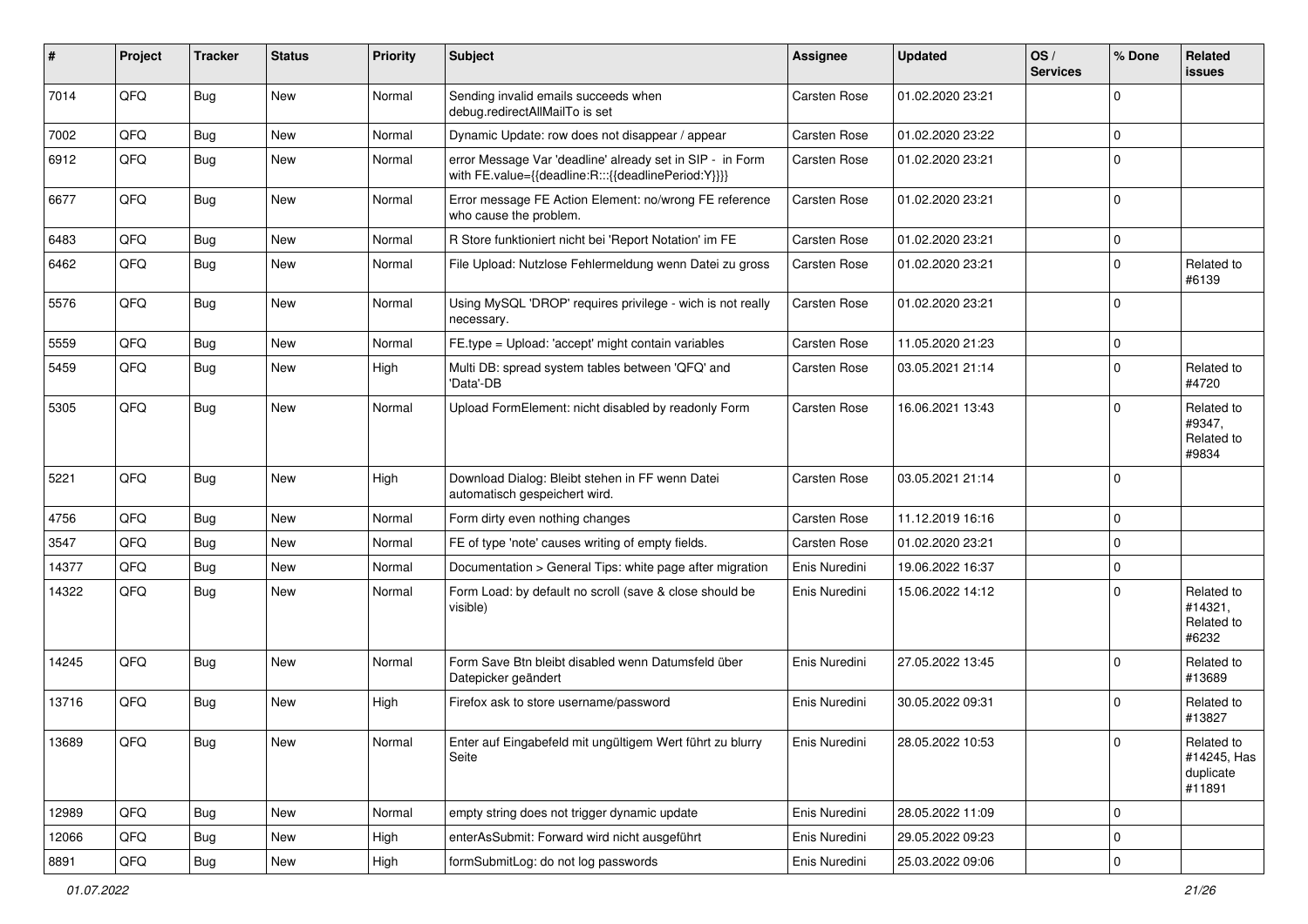| # | Project | Tracker | Status | Priority | Subject | Assignee | Updated | OS / Services | % Done | Related issues |
|---|---|---|---|---|---|---|---|---|---|---|
| 7014 | QFQ | Bug | New | Normal | Sending invalid emails succeeds when debug.redirectAllMailTo is set | Carsten Rose | 01.02.2020 23:21 | | 0 | |
| 7002 | QFQ | Bug | New | Normal | Dynamic Update: row does not disappear / appear | Carsten Rose | 01.02.2020 23:22 | | 0 | |
| 6912 | QFQ | Bug | New | Normal | error Message Var 'deadline' already set in SIP - in Form with FE.value={{deadline:R:::{{deadlinePeriod:Y}}}} | Carsten Rose | 01.02.2020 23:21 | | 0 | |
| 6677 | QFQ | Bug | New | Normal | Error message FE Action Element: no/wrong FE reference who cause the problem. | Carsten Rose | 01.02.2020 23:21 | | 0 | |
| 6483 | QFQ | Bug | New | Normal | R Store funktioniert nicht bei 'Report Notation' im FE | Carsten Rose | 01.02.2020 23:21 | | 0 | |
| 6462 | QFQ | Bug | New | Normal | File Upload: Nutzlose Fehlermeldung wenn Datei zu gross | Carsten Rose | 01.02.2020 23:21 | | 0 | Related to #6139 |
| 5576 | QFQ | Bug | New | Normal | Using MySQL 'DROP' requires privilege - wich is not really necessary. | Carsten Rose | 01.02.2020 23:21 | | 0 | |
| 5559 | QFQ | Bug | New | Normal | FE.type = Upload: 'accept' might contain variables | Carsten Rose | 11.05.2020 21:23 | | 0 | |
| 5459 | QFQ | Bug | New | High | Multi DB: spread system tables between 'QFQ' and 'Data'-DB | Carsten Rose | 03.05.2021 21:14 | | 0 | Related to #4720 |
| 5305 | QFQ | Bug | New | Normal | Upload FormElement: nicht disabled by readonly Form | Carsten Rose | 16.06.2021 13:43 | | 0 | Related to #9347, Related to #9834 |
| 5221 | QFQ | Bug | New | High | Download Dialog: Bleibt stehen in FF wenn Datei automatisch gespeichert wird. | Carsten Rose | 03.05.2021 21:14 | | 0 | |
| 4756 | QFQ | Bug | New | Normal | Form dirty even nothing changes | Carsten Rose | 11.12.2019 16:16 | | 0 | |
| 3547 | QFQ | Bug | New | Normal | FE of type 'note' causes writing of empty fields. | Carsten Rose | 01.02.2020 23:21 | | 0 | |
| 14377 | QFQ | Bug | New | Normal | Documentation > General Tips: white page after migration | Enis Nuredini | 19.06.2022 16:37 | | 0 | |
| 14322 | QFQ | Bug | New | Normal | Form Load: by default no scroll (save & close should be visible) | Enis Nuredini | 15.06.2022 14:12 | | 0 | Related to #14321, Related to #6232 |
| 14245 | QFQ | Bug | New | Normal | Form Save Btn bleibt disabled wenn Datumsfeld über Datepicker geändert | Enis Nuredini | 27.05.2022 13:45 | | 0 | Related to #13689 |
| 13716 | QFQ | Bug | New | High | Firefox ask to store username/password | Enis Nuredini | 30.05.2022 09:31 | | 0 | Related to #13827 |
| 13689 | QFQ | Bug | New | Normal | Enter auf Eingabefeld mit ungültigem Wert führt zu blurry Seite | Enis Nuredini | 28.05.2022 10:53 | | 0 | Related to #14245, Has duplicate #11891 |
| 12989 | QFQ | Bug | New | Normal | empty string does not trigger dynamic update | Enis Nuredini | 28.05.2022 11:09 | | 0 | |
| 12066 | QFQ | Bug | New | High | enterAsSubmit: Forward wird nicht ausgeführt | Enis Nuredini | 29.05.2022 09:23 | | 0 | |
| 8891 | QFQ | Bug | New | High | formSubmitLog: do not log passwords | Enis Nuredini | 25.03.2022 09:06 | | 0 | |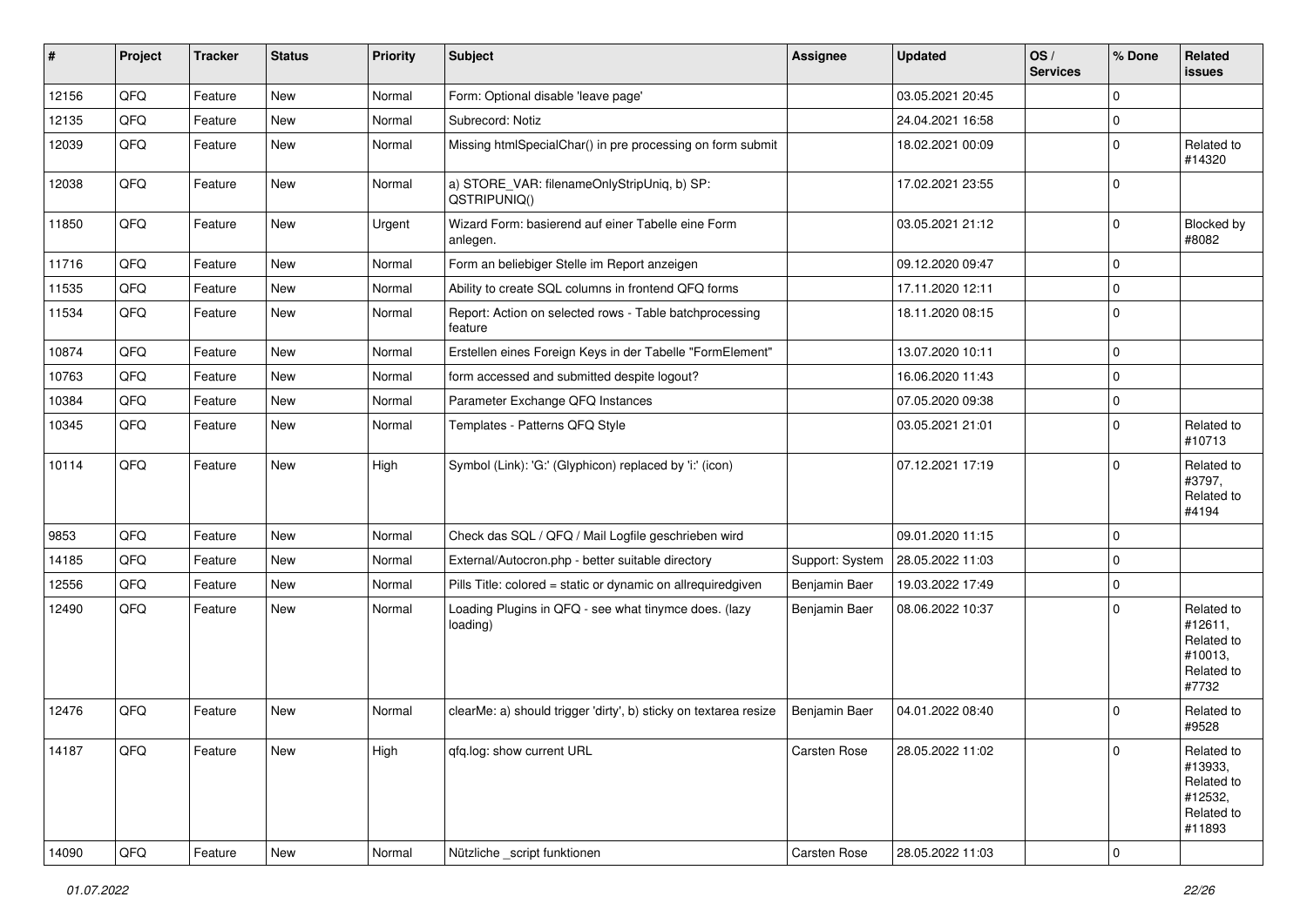| # | Project | Tracker | Status | Priority | Subject | Assignee | Updated | OS / Services | % Done | Related issues |
|---|---|---|---|---|---|---|---|---|---|---|
| 12156 | QFQ | Feature | New | Normal | Form: Optional disable 'leave page' | | 03.05.2021 20:45 | | 0 | |
| 12135 | QFQ | Feature | New | Normal | Subrecord: Notiz | | 24.04.2021 16:58 | | 0 | |
| 12039 | QFQ | Feature | New | Normal | Missing htmlSpecialChar() in pre processing on form submit | | 18.02.2021 00:09 | | 0 | Related to #14320 |
| 12038 | QFQ | Feature | New | Normal | a) STORE_VAR: filenameOnlyStripUniq, b) SP: QSTRIPUNIQ() | | 17.02.2021 23:55 | | 0 | |
| 11850 | QFQ | Feature | New | Urgent | Wizard Form: basierend auf einer Tabelle eine Form anlegen. | | 03.05.2021 21:12 | | 0 | Blocked by #8082 |
| 11716 | QFQ | Feature | New | Normal | Form an beliebiger Stelle im Report anzeigen | | 09.12.2020 09:47 | | 0 | |
| 11535 | QFQ | Feature | New | Normal | Ability to create SQL columns in frontend QFQ forms | | 17.11.2020 12:11 | | 0 | |
| 11534 | QFQ | Feature | New | Normal | Report: Action on selected rows - Table batchprocessing feature | | 18.11.2020 08:15 | | 0 | |
| 10874 | QFQ | Feature | New | Normal | Erstellen eines Foreign Keys in der Tabelle "FormElement" | | 13.07.2020 10:11 | | 0 | |
| 10763 | QFQ | Feature | New | Normal | form accessed and submitted despite logout? | | 16.06.2020 11:43 | | 0 | |
| 10384 | QFQ | Feature | New | Normal | Parameter Exchange QFQ Instances | | 07.05.2020 09:38 | | 0 | |
| 10345 | QFQ | Feature | New | Normal | Templates - Patterns QFQ Style | | 03.05.2021 21:01 | | 0 | Related to #10713 |
| 10114 | QFQ | Feature | New | High | Symbol (Link): 'G:' (Glyphicon) replaced by 'i:' (icon) | | 07.12.2021 17:19 | | 0 | Related to #3797, Related to #4194 |
| 9853 | QFQ | Feature | New | Normal | Check das SQL / QFQ / Mail Logfile geschrieben wird | | 09.01.2020 11:15 | | 0 | |
| 14185 | QFQ | Feature | New | Normal | External/Autocron.php - better suitable directory | Support: System | 28.05.2022 11:03 | | 0 | |
| 12556 | QFQ | Feature | New | Normal | Pills Title: colored = static or dynamic on allrequiredgiven | Benjamin Baer | 19.03.2022 17:49 | | 0 | |
| 12490 | QFQ | Feature | New | Normal | Loading Plugins in QFQ - see what tinymce does. (lazy loading) | Benjamin Baer | 08.06.2022 10:37 | | 0 | Related to #12611, Related to #10013, Related to #7732 |
| 12476 | QFQ | Feature | New | Normal | clearMe: a) should trigger 'dirty', b) sticky on textarea resize | Benjamin Baer | 04.01.2022 08:40 | | 0 | Related to #9528 |
| 14187 | QFQ | Feature | New | High | qfq.log: show current URL | Carsten Rose | 28.05.2022 11:02 | | 0 | Related to #13933, Related to #12532, Related to #11893 |
| 14090 | QFQ | Feature | New | Normal | Nützliche _script funktionen | Carsten Rose | 28.05.2022 11:03 | | 0 | |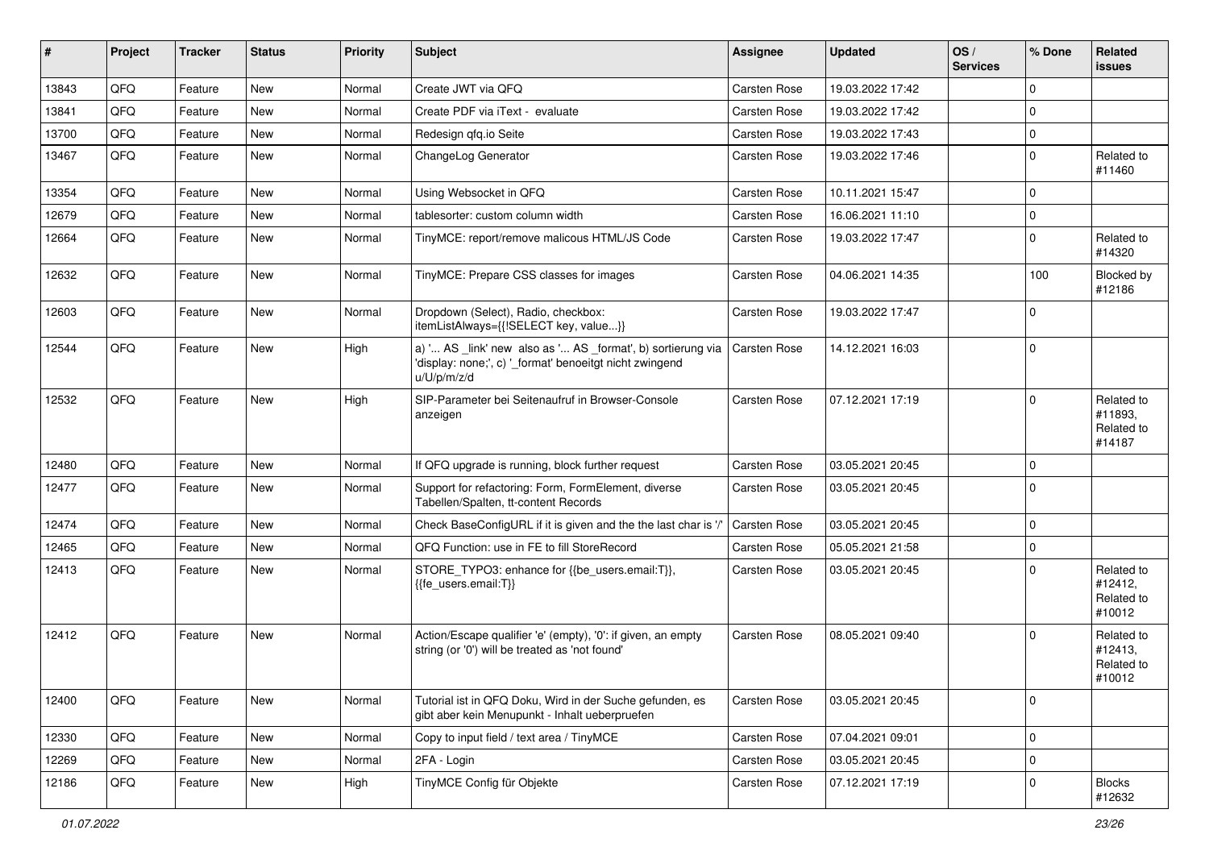| # | Project | Tracker | Status | Priority | Subject | Assignee | Updated | OS / Services | % Done | Related issues |
|---|---|---|---|---|---|---|---|---|---|---|
| 13843 | QFQ | Feature | New | Normal | Create JWT via QFQ | Carsten Rose | 19.03.2022 17:42 | | 0 | |
| 13841 | QFQ | Feature | New | Normal | Create PDF via iText - evaluate | Carsten Rose | 19.03.2022 17:42 | | 0 | |
| 13700 | QFQ | Feature | New | Normal | Redesign qfq.io Seite | Carsten Rose | 19.03.2022 17:43 | | 0 | |
| 13467 | QFQ | Feature | New | Normal | ChangeLog Generator | Carsten Rose | 19.03.2022 17:46 | | 0 | Related to #11460 |
| 13354 | QFQ | Feature | New | Normal | Using Websocket in QFQ | Carsten Rose | 10.11.2021 15:47 | | 0 | |
| 12679 | QFQ | Feature | New | Normal | tablesorter: custom column width | Carsten Rose | 16.06.2021 11:10 | | 0 | |
| 12664 | QFQ | Feature | New | Normal | TinyMCE: report/remove malicous HTML/JS Code | Carsten Rose | 19.03.2022 17:47 | | 0 | Related to #14320 |
| 12632 | QFQ | Feature | New | Normal | TinyMCE: Prepare CSS classes for images | Carsten Rose | 04.06.2021 14:35 | | 100 | Blocked by #12186 |
| 12603 | QFQ | Feature | New | Normal | Dropdown (Select), Radio, checkbox: itemListAlways={{!SELECT key, value...}} | Carsten Rose | 19.03.2022 17:47 | | 0 | |
| 12544 | QFQ | Feature | New | High | a) '... AS _link' new also as '... AS _format', b) sortierung via 'display: none;', c) '_format' benoeitgt nicht zwingend u/U/p/m/z/d | Carsten Rose | 14.12.2021 16:03 | | 0 | |
| 12532 | QFQ | Feature | New | High | SIP-Parameter bei Seitenaufruf in Browser-Console anzeigen | Carsten Rose | 07.12.2021 17:19 | | 0 | Related to #11893, Related to #14187 |
| 12480 | QFQ | Feature | New | Normal | If QFQ upgrade is running, block further request | Carsten Rose | 03.05.2021 20:45 | | 0 | |
| 12477 | QFQ | Feature | New | Normal | Support for refactoring: Form, FormElement, diverse Tabellen/Spalten, tt-content Records | Carsten Rose | 03.05.2021 20:45 | | 0 | |
| 12474 | QFQ | Feature | New | Normal | Check BaseConfigURL if it is given and the the last char is '/' | Carsten Rose | 03.05.2021 20:45 | | 0 | |
| 12465 | QFQ | Feature | New | Normal | QFQ Function: use in FE to fill StoreRecord | Carsten Rose | 05.05.2021 21:58 | | 0 | |
| 12413 | QFQ | Feature | New | Normal | STORE_TYPO3: enhance for {{be_users.email:T}}, {{fe_users.email:T}} | Carsten Rose | 03.05.2021 20:45 | | 0 | Related to #12412, Related to #10012 |
| 12412 | QFQ | Feature | New | Normal | Action/Escape qualifier 'e' (empty), '0': if given, an empty string (or '0') will be treated as 'not found' | Carsten Rose | 08.05.2021 09:40 | | 0 | Related to #12413, Related to #10012 |
| 12400 | QFQ | Feature | New | Normal | Tutorial ist in QFQ Doku, Wird in der Suche gefunden, es gibt aber kein Menupunkt - Inhalt ueberpruefen | Carsten Rose | 03.05.2021 20:45 | | 0 | |
| 12330 | QFQ | Feature | New | Normal | Copy to input field / text area / TinyMCE | Carsten Rose | 07.04.2021 09:01 | | 0 | |
| 12269 | QFQ | Feature | New | Normal | 2FA - Login | Carsten Rose | 03.05.2021 20:45 | | 0 | |
| 12186 | QFQ | Feature | New | High | TinyMCE Config für Objekte | Carsten Rose | 07.12.2021 17:19 | | 0 | Blocks #12632 |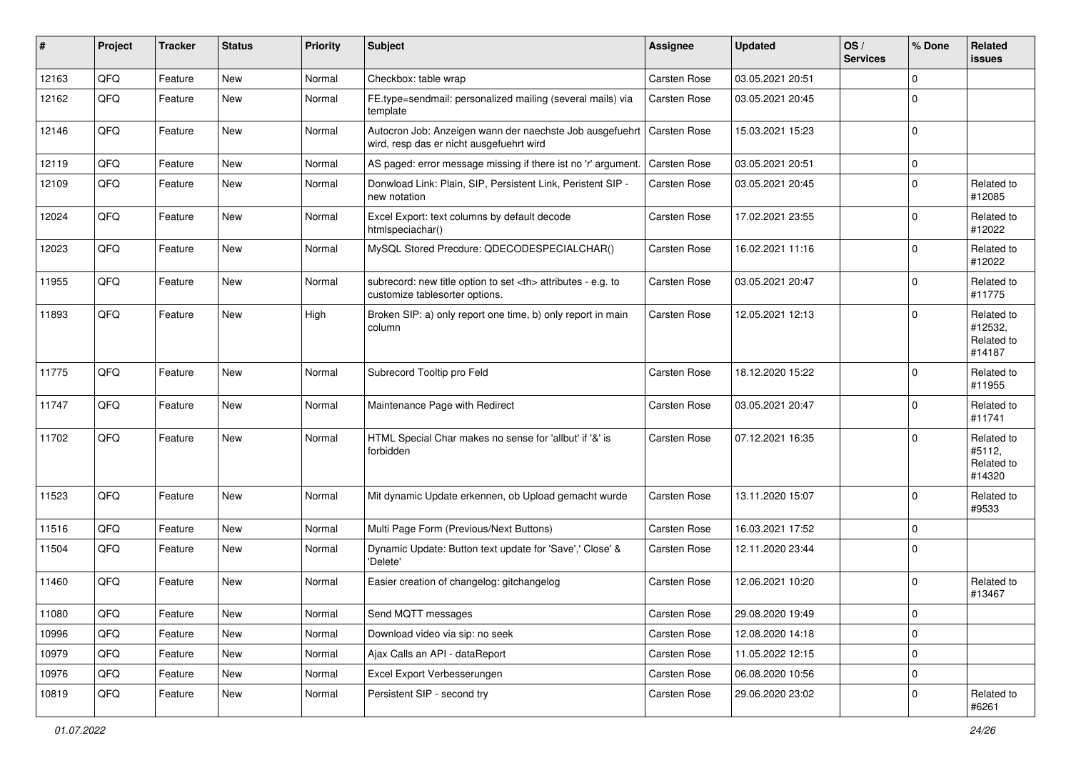| # | Project | Tracker | Status | Priority | Subject | Assignee | Updated | OS / Services | % Done | Related issues |
|---|---|---|---|---|---|---|---|---|---|---|
| 12163 | QFQ | Feature | New | Normal | Checkbox: table wrap | Carsten Rose | 03.05.2021 20:51 | | 0 | |
| 12162 | QFQ | Feature | New | Normal | FE.type=sendmail: personalized mailing (several mails) via template | Carsten Rose | 03.05.2021 20:45 | | 0 | |
| 12146 | QFQ | Feature | New | Normal | Autocron Job: Anzeigen wann der naechste Job ausgefuehrt wird, resp das er nicht ausgefuehrt wird | Carsten Rose | 15.03.2021 15:23 | | 0 | |
| 12119 | QFQ | Feature | New | Normal | AS paged: error message missing if there ist no 'r' argument. | Carsten Rose | 03.05.2021 20:51 | | 0 | |
| 12109 | QFQ | Feature | New | Normal | Donwload Link: Plain, SIP, Persistent Link, Peristent SIP - new notation | Carsten Rose | 03.05.2021 20:45 | | 0 | Related to #12085 |
| 12024 | QFQ | Feature | New | Normal | Excel Export: text columns by default decode htmlspeciachar() | Carsten Rose | 17.02.2021 23:55 | | 0 | Related to #12022 |
| 12023 | QFQ | Feature | New | Normal | MySQL Stored Precdure: QDECODESPECIALCHAR() | Carsten Rose | 16.02.2021 11:16 | | 0 | Related to #12022 |
| 11955 | QFQ | Feature | New | Normal | subrecord: new title option to set <th> attributes - e.g. to customize tablesorter options. | Carsten Rose | 03.05.2021 20:47 | | 0 | Related to #11775 |
| 11893 | QFQ | Feature | New | High | Broken SIP: a) only report one time, b) only report in main column | Carsten Rose | 12.05.2021 12:13 | | 0 | Related to #12532, Related to #14187 |
| 11775 | QFQ | Feature | New | Normal | Subrecord Tooltip pro Feld | Carsten Rose | 18.12.2020 15:22 | | 0 | Related to #11955 |
| 11747 | QFQ | Feature | New | Normal | Maintenance Page with Redirect | Carsten Rose | 03.05.2021 20:47 | | 0 | Related to #11741 |
| 11702 | QFQ | Feature | New | Normal | HTML Special Char makes no sense for 'allbut' if '&' is forbidden | Carsten Rose | 07.12.2021 16:35 | | 0 | Related to #5112, Related to #14320 |
| 11523 | QFQ | Feature | New | Normal | Mit dynamic Update erkennen, ob Upload gemacht wurde | Carsten Rose | 13.11.2020 15:07 | | 0 | Related to #9533 |
| 11516 | QFQ | Feature | New | Normal | Multi Page Form (Previous/Next Buttons) | Carsten Rose | 16.03.2021 17:52 | | 0 | |
| 11504 | QFQ | Feature | New | Normal | Dynamic Update: Button text update for 'Save',' Close' & 'Delete' | Carsten Rose | 12.11.2020 23:44 | | 0 | |
| 11460 | QFQ | Feature | New | Normal | Easier creation of changelog: gitchangelog | Carsten Rose | 12.06.2021 10:20 | | 0 | Related to #13467 |
| 11080 | QFQ | Feature | New | Normal | Send MQTT messages | Carsten Rose | 29.08.2020 19:49 | | 0 | |
| 10996 | QFQ | Feature | New | Normal | Download video via sip: no seek | Carsten Rose | 12.08.2020 14:18 | | 0 | |
| 10979 | QFQ | Feature | New | Normal | Ajax Calls an API - dataReport | Carsten Rose | 11.05.2022 12:15 | | 0 | |
| 10976 | QFQ | Feature | New | Normal | Excel Export Verbesserungen | Carsten Rose | 06.08.2020 10:56 | | 0 | |
| 10819 | QFQ | Feature | New | Normal | Persistent SIP - second try | Carsten Rose | 29.06.2020 23:02 | | 0 | Related to #6261 |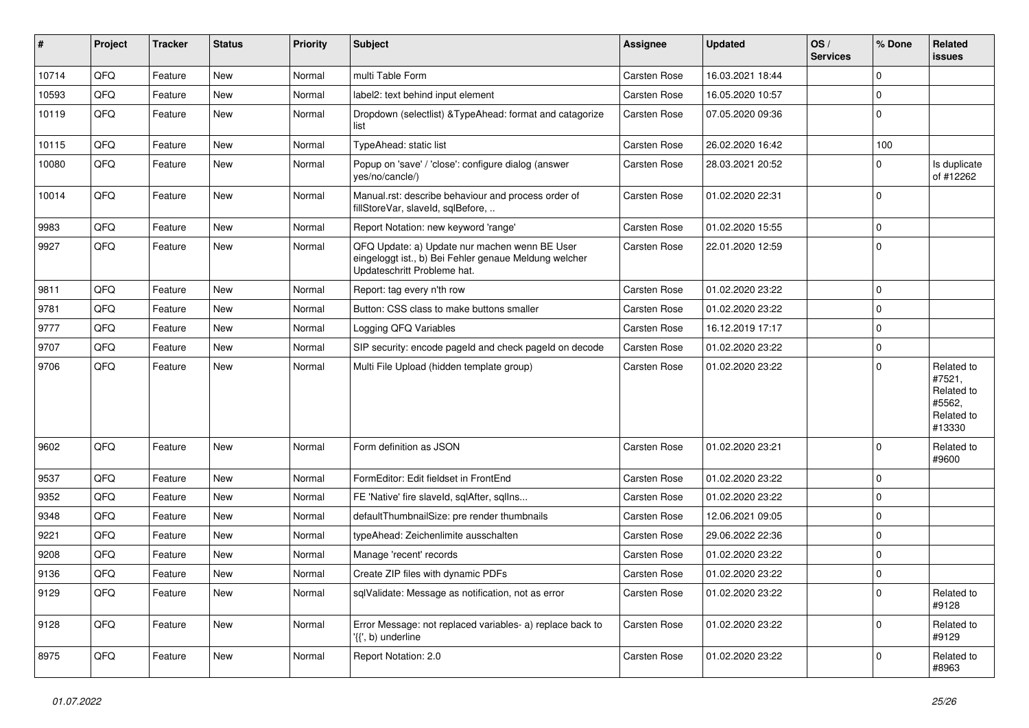| # | Project | Tracker | Status | Priority | Subject | Assignee | Updated | OS / Services | % Done | Related issues |
|---|---|---|---|---|---|---|---|---|---|---|
| 10714 | QFQ | Feature | New | Normal | multi Table Form | Carsten Rose | 16.03.2021 18:44 | | 0 | |
| 10593 | QFQ | Feature | New | Normal | label2: text behind input element | Carsten Rose | 16.05.2020 10:57 | | 0 | |
| 10119 | QFQ | Feature | New | Normal | Dropdown (selectlist) &TypeAhead: format and catagorize list | Carsten Rose | 07.05.2020 09:36 | | 0 | |
| 10115 | QFQ | Feature | New | Normal | TypeAhead: static list | Carsten Rose | 26.02.2020 16:42 | | 100 | |
| 10080 | QFQ | Feature | New | Normal | Popup on 'save' / 'close': configure dialog (answer yes/no/cancle/) | Carsten Rose | 28.03.2021 20:52 | | 0 | Is duplicate of #12262 |
| 10014 | QFQ | Feature | New | Normal | Manual.rst: describe behaviour and process order of fillStoreVar, slaveId, sqlBefore, .. | Carsten Rose | 01.02.2020 22:31 | | 0 | |
| 9983 | QFQ | Feature | New | Normal | Report Notation: new keyword 'range' | Carsten Rose | 01.02.2020 15:55 | | 0 | |
| 9927 | QFQ | Feature | New | Normal | QFQ Update: a) Update nur machen wenn BE User eingeloggt ist., b) Bei Fehler genaue Meldung welcher Updateschritt Probleme hat. | Carsten Rose | 22.01.2020 12:59 | | 0 | |
| 9811 | QFQ | Feature | New | Normal | Report: tag every n'th row | Carsten Rose | 01.02.2020 23:22 | | 0 | |
| 9781 | QFQ | Feature | New | Normal | Button: CSS class to make buttons smaller | Carsten Rose | 01.02.2020 23:22 | | 0 | |
| 9777 | QFQ | Feature | New | Normal | Logging QFQ Variables | Carsten Rose | 16.12.2019 17:17 | | 0 | |
| 9707 | QFQ | Feature | New | Normal | SIP security: encode pageId and check pageId on decode | Carsten Rose | 01.02.2020 23:22 | | 0 | |
| 9706 | QFQ | Feature | New | Normal | Multi File Upload (hidden template group) | Carsten Rose | 01.02.2020 23:22 | | 0 | Related to #7521, Related to #5562, Related to #13330 |
| 9602 | QFQ | Feature | New | Normal | Form definition as JSON | Carsten Rose | 01.02.2020 23:21 | | 0 | Related to #9600 |
| 9537 | QFQ | Feature | New | Normal | FormEditor: Edit fieldset in FrontEnd | Carsten Rose | 01.02.2020 23:22 | | 0 | |
| 9352 | QFQ | Feature | New | Normal | FE 'Native' fire slaveId, sqlAfter, sqlIns... | Carsten Rose | 01.02.2020 23:22 | | 0 | |
| 9348 | QFQ | Feature | New | Normal | defaultThumbnailSize: pre render thumbnails | Carsten Rose | 12.06.2021 09:05 | | 0 | |
| 9221 | QFQ | Feature | New | Normal | typeAhead: Zeichenlimite ausschalten | Carsten Rose | 29.06.2022 22:36 | | 0 | |
| 9208 | QFQ | Feature | New | Normal | Manage 'recent' records | Carsten Rose | 01.02.2020 23:22 | | 0 | |
| 9136 | QFQ | Feature | New | Normal | Create ZIP files with dynamic PDFs | Carsten Rose | 01.02.2020 23:22 | | 0 | |
| 9129 | QFQ | Feature | New | Normal | sqlValidate: Message as notification, not as error | Carsten Rose | 01.02.2020 23:22 | | 0 | Related to #9128 |
| 9128 | QFQ | Feature | New | Normal | Error Message: not replaced variables- a) replace back to '{{', b) underline | Carsten Rose | 01.02.2020 23:22 | | 0 | Related to #9129 |
| 8975 | QFQ | Feature | New | Normal | Report Notation: 2.0 | Carsten Rose | 01.02.2020 23:22 | | 0 | Related to #8963 |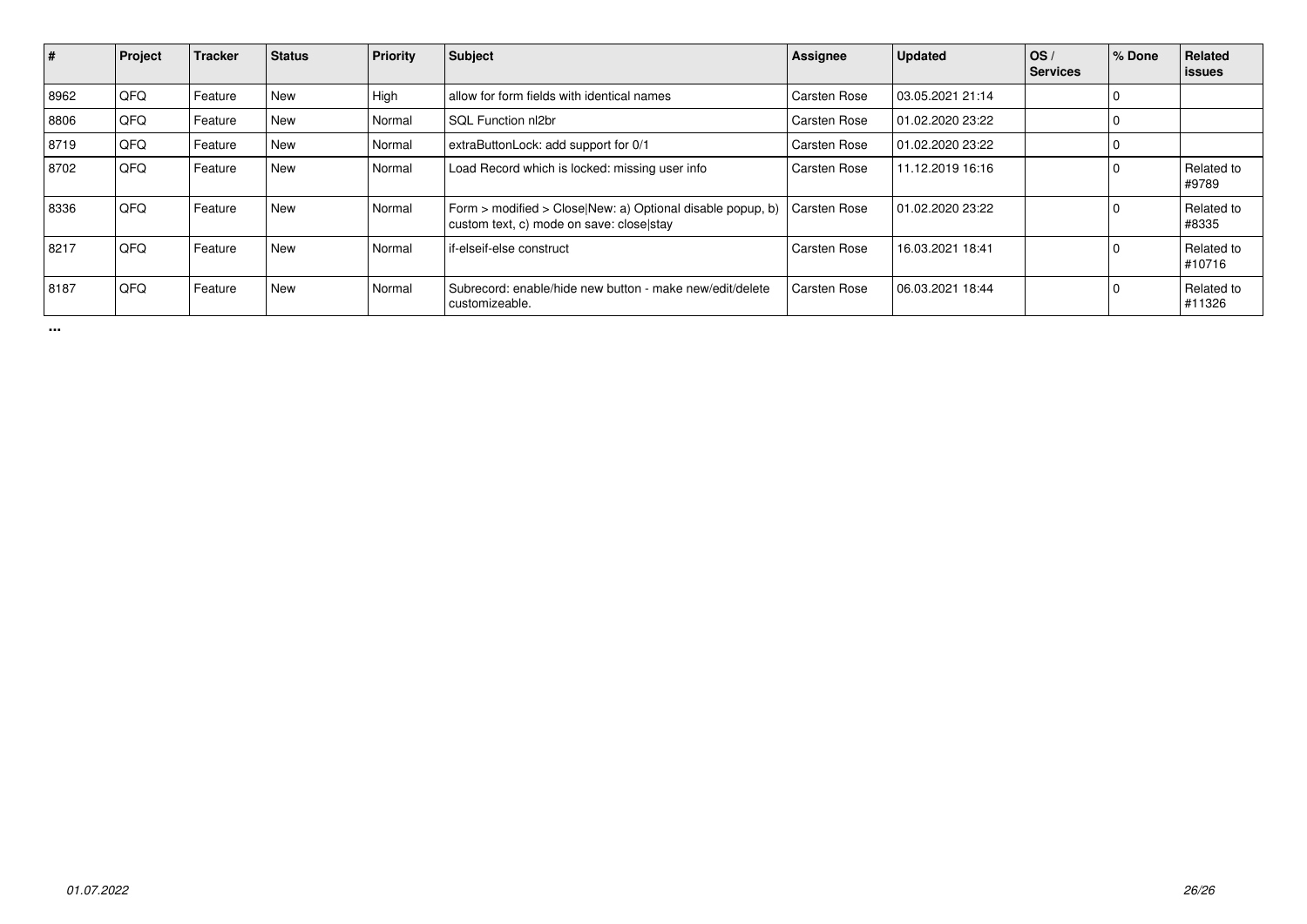| # | Project | Tracker | Status | Priority | Subject | Assignee | Updated | OS / Services | % Done | Related issues |
|---|---|---|---|---|---|---|---|---|---|---|
| 8962 | QFQ | Feature | New | High | allow for form fields with identical names | Carsten Rose | 03.05.2021 21:14 | | 0 | |
| 8806 | QFQ | Feature | New | Normal | SQL Function nl2br | Carsten Rose | 01.02.2020 23:22 | | 0 | |
| 8719 | QFQ | Feature | New | Normal | extraButtonLock: add support for 0/1 | Carsten Rose | 01.02.2020 23:22 | | 0 | |
| 8702 | QFQ | Feature | New | Normal | Load Record which is locked: missing user info | Carsten Rose | 11.12.2019 16:16 | | 0 | Related to #9789 |
| 8336 | QFQ | Feature | New | Normal | Form > modified > Close\|New: a) Optional disable popup, b) custom text, c) mode on save: close\|stay | Carsten Rose | 01.02.2020 23:22 | | 0 | Related to #8335 |
| 8217 | QFQ | Feature | New | Normal | if-elseif-else construct | Carsten Rose | 16.03.2021 18:41 | | 0 | Related to #10716 |
| 8187 | QFQ | Feature | New | Normal | Subrecord: enable/hide new button - make new/edit/delete customizeable. | Carsten Rose | 06.03.2021 18:44 | | 0 | Related to #11326 |

...